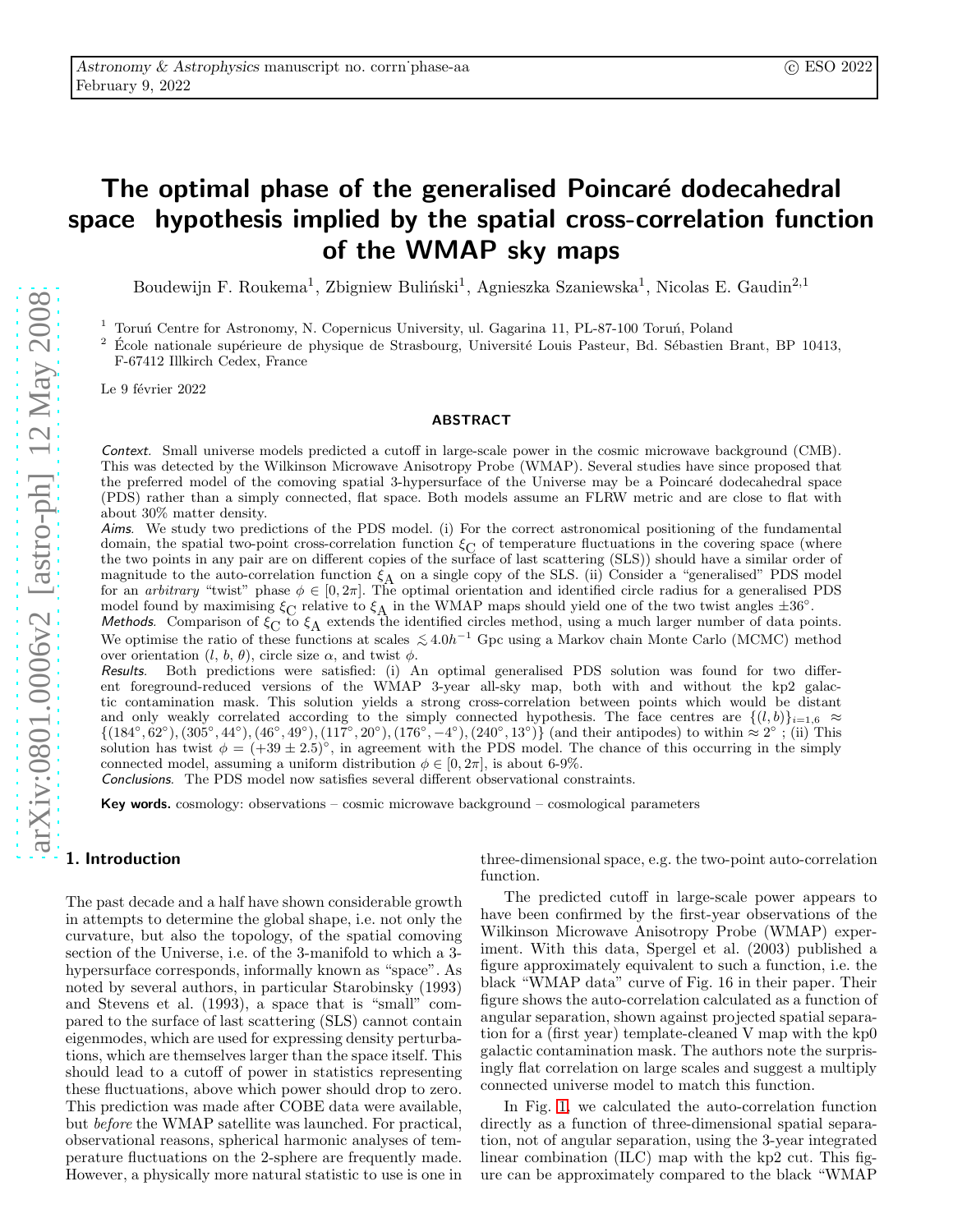# The optimal phase of the generalised Poincaré dodecahedral space hypothesis implied by the spatial cross-correlation function of the WMAP sky maps

Boudewijn F. Roukema[1], Zbigniew Buliński[1], Agnieszka Szaniewska[1], Nicolas E. Gaudin[2,1]

[1] Toruń Centre for Astronomy, N. Copernicus University, ul. Gagarina 11, PL-87-100 Toruń, Poland

[2] École nationale supérieure de physique de Strasbourg, Université Louis Pasteur, Bd. Sébastien Brant, BP 10413, F-67412 Illkirch Cedex, France

Le 9 février 2022

## ABSTRACT

*Context.* Small universe models predicted a cutoff in large-scale power in the cosmic microwave background (CMB). This was detected by the Wilkinson Microwave Anisotropy Probe (WMAP). Several studies have since proposed that the preferred model of the comoving spatial 3-hypersurface of the Universe may be a Poincaré dodecahedral space (PDS) rather than a simply connected, flat space. Both models assume an FLRW metric and are close to flat with about 30% matter density.

*Aims.* We study two predictions of the PDS model. (i) For the correct astronomical positioning of the fundamental domain, the spatial two-point cross-correlation function $\xi_C$ of temperature fluctuations in the covering space (where the two points in any pair are on different copies of the surface of last scattering (SLS)) should have a similar order of magnitude to the auto-correlation function $\xi_A$ on a single copy of the SLS. (ii) Consider a "generalised" PDS model for an *arbitrary* "twist" phase $\phi \in [0, 2\pi]$. The optimal orientation and identified circle radius for a generalised PDS model found by maximising $\xi_C$ relative to $\xi_A$ in the WMAP maps should yield one of the two twist angles $\pm 36°$.

*Methods.* Comparison of $\xi_C$ to $\xi_A$ extends the identified circles method, using a much larger number of data points. We optimise the ratio of these functions at scales $\lesssim 4.0h^{-1}$ Gpc using a Markov chain Monte Carlo (MCMC) method over orientation ($l$, $b$, $\theta$), circle size $\alpha$, and twist $\phi$.

*Results.* Both predictions were satisfied: (i) An optimal generalised PDS solution was found for two different foreground-reduced versions of the WMAP 3-year all-sky map, both with and without the kp2 galactic contamination mask. This solution yields a strong cross-correlation between points which would be distant and only weakly correlated according to the simply connected hypothesis. The face centres are $\{(l, b)\}_{i=1,6} \approx \{(184°, 62°), (305°, 44°), (46°, 49°), (117°, 20°), (176°, -4°), (240°, 13°)\}$ (and their antipodes) to within $\approx 2°$ ; (ii) This solution has twist $\phi = (+39 \pm 2.5)°$, in agreement with the PDS model. The chance of this occurring in the simply connected model, assuming a uniform distribution $\phi \in [0, 2\pi]$, is about 6-9%.

*Conclusions.* The PDS model now satisfies several different observational constraints.

**Key words.** cosmology: observations – cosmic microwave background – cosmological parameters

## 1. Introduction

The past decade and a half have shown considerable growth in attempts to determine the global shape, i.e. not only the curvature, but also the topology, of the spatial comoving section of the Universe, i.e. of the 3-manifold to which a 3-hypersurface corresponds, informally known as "space". As noted by several authors, in particular Starobinsky (1993) and Stevens et al. (1993), a space that is "small" compared to the surface of last scattering (SLS) cannot contain eigenmodes, which are used for expressing density perturbations, which are themselves larger than the space itself. This should lead to a cutoff of power in statistics representing these fluctuations, above which power should drop to zero. This prediction was made after COBE data were available, but *before* the WMAP satellite was launched. For practical, observational reasons, spherical harmonic analyses of temperature fluctuations on the 2-sphere are frequently made. However, a physically more natural statistic to use is one in three-dimensional space, e.g. the two-point auto-correlation function.

The predicted cutoff in large-scale power appears to have been confirmed by the first-year observations of the Wilkinson Microwave Anisotropy Probe (WMAP) experiment. With this data, Spergel et al. (2003) published a figure approximately equivalent to such a function, i.e. the black "WMAP data" curve of Fig. 16 in their paper. Their figure shows the auto-correlation calculated as a function of angular separation, shown against projected spatial separation for a (first year) template-cleaned V map with the kp0 galactic contamination mask. The authors note the surprisingly flat correlation on large scales and suggest a multiply connected universe model to match this function.

In Fig. 1, we calculated the auto-correlation function directly as a function of three-dimensional spatial separation, not of angular separation, using the 3-year integrated linear combination (ILC) map with the kp2 cut. This figure can be approximately compared to the black "WMAP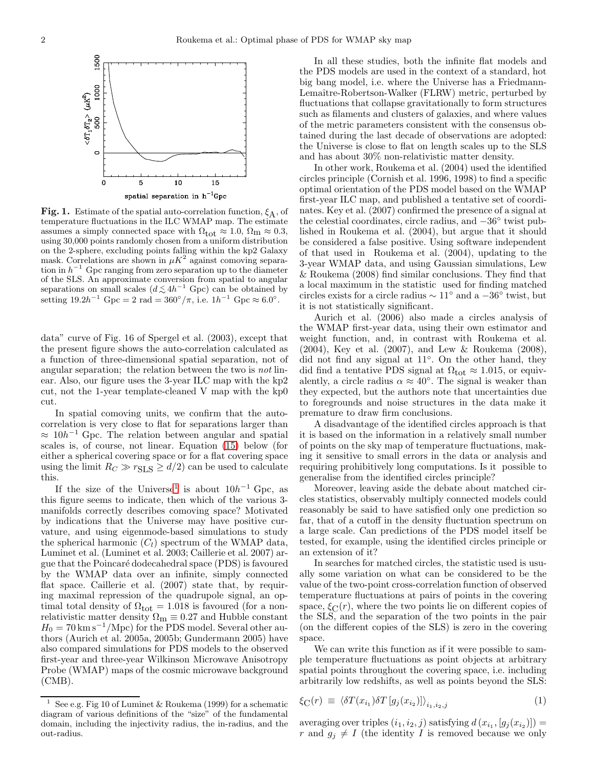**Fig. 1.** Estimate of the spatial auto-correlation function, $\xi_{\mathrm{A}}$, of temperature fluctuations in the ILC WMAP map. The estimate assumes a simply connected space with $\Omega_{\mathrm{tot}} \approx 1.0$, $\Omega_{\mathrm{m}} \approx 0.3$, using 30,000 points randomly chosen from a uniform distribution on the 2-sphere, excluding points falling within the kp2 Galaxy mask. Correlations are shown in $\mu K^2$ against comoving separation in $h^{-1}$ Gpc ranging from zero separation up to the diameter of the SLS. An approximate conversion from spatial to angular separations on small scales ($d \lesssim 4h^{-1}$ Gpc) can be obtained by setting $19.2h^{-1}$ Gpc $= 2$ rad $= 360°/\pi$, i.e. $1h^{-1}$ Gpc $\approx 6.0°$.

data" curve of Fig. 16 of Spergel et al. (2003), except that the present figure shows the auto-correlation calculated as a function of three-dimensional spatial separation, not of angular separation; the relation between the two is *not* linear. Also, our figure uses the 3-year ILC map with the kp2 cut, not the 1-year template-cleaned V map with the kp0 cut.

In spatial comoving units, we confirm that the auto-correlation is very close to flat for separations larger than $\approx 10h^{-1}$ Gpc. The relation between angular and spatial scales is, of course, not linear. Equation (15) below (for either a spherical covering space or for a flat covering space using the limit $R_C \gg r_{\mathrm{SLS}} \geq d/2$) can be used to calculate this.

If the size of the Universe[1] is about $10h^{-1}$ Gpc, as this figure seems to indicate, then which of the various 3-manifolds correctly describes comoving space? Motivated by indications that the Universe may have positive curvature, and using eigenmode-based simulations to study the spherical harmonic ($C_l$) spectrum of the WMAP data, Luminet et al. (Luminet et al. 2003; Caillerie et al. 2007) argue that the Poincaré dodecahedral space (PDS) is favoured by the WMAP data over an infinite, simply connected flat space. Caillerie et al. (2007) state that, by requiring maximal repression of the quadrupole signal, an optimal total density of $\Omega_{\mathrm{tot}} = 1.018$ is favoured (for a non-relativistic matter density $\Omega_{\mathrm{m}} \equiv 0.27$ and Hubble constant $H_0 = 70\,\mathrm{km\,s^{-1}/Mpc}$) for the PDS model. Several other authors (Aurich et al. 2005a, 2005b; Gundermann 2005) have also compared simulations for PDS models to the observed first-year and three-year Wilkinson Microwave Anisotropy Probe (WMAP) maps of the cosmic microwave background (CMB).

In all these studies, both the infinite flat models and the PDS models are used in the context of a standard, hot big bang model, i.e. where the Universe has a Friedmann-Lemaître-Robertson-Walker (FLRW) metric, perturbed by fluctuations that collapse gravitationally to form structures such as filaments and clusters of galaxies, and where values of the metric parameters consistent with the consensus obtained during the last decade of observations are adopted: the Universe is close to flat on length scales up to the SLS and has about 30% non-relativistic matter density.

In other work, Roukema et al. (2004) used the identified circles principle (Cornish et al. 1996, 1998) to find a specific optimal orientation of the PDS model based on the WMAP first-year ILC map, and published a tentative set of coordinates. Key et al. (2007) confirmed the presence of a signal at the celestial coordinates, circle radius, and $-36°$ twist published in Roukema et al. (2004), but argue that it should be considered a false positive. Using software independent of that used in Roukema et al. (2004), updating to the 3-year WMAP data, and using Gaussian simulations, Lew & Roukema (2008) find similar conclusions. They find that a local maximum in the statistic used for finding matched circles exists for a circle radius $\sim 11°$ and a $-36°$ twist, but it is not statistically significant.

Aurich et al. (2006) also made a circles analysis of the WMAP first-year data, using their own estimator and weight function, and, in contrast with Roukema et al. (2004), Key et al. (2007), and Lew & Roukema (2008), did not find any signal at 11°. On the other hand, they did find a tentative PDS signal at $\Omega_{\mathrm{tot}} \approx 1.015$, or equivalently, a circle radius $\alpha \approx 40°$. The signal is weaker than they expected, but the authors note that uncertainties due to foregrounds and noise structures in the data make it premature to draw firm conclusions.

A disadvantage of the identified circles approach is that it is based on the information in a relatively small number of points on the sky map of temperature fluctuations, making it sensitive to small errors in the data or analysis and requiring prohibitively long computations. Is it possible to generalise from the identified circles principle?

Moreover, leaving aside the debate about matched circles statistics, observably multiply connected models could reasonably be said to have satisfied only one prediction so far, that of a cutoff in the density fluctuation spectrum on a large scale. Can predictions of the PDS model itself be tested, for example, using the identified circles principle or an extension of it?

In searches for matched circles, the statistic used is usually some variation on what can be considered to be the value of the two-point cross-correlation function of observed temperature fluctuations at pairs of points in the covering space, $\xi_{\mathrm{C}}(r)$, where the two points lie on different copies of the SLS, and the separation of the two points in the pair (on the different copies of the SLS) is zero in the covering space.

We can write this function as if it were possible to sample temperature fluctuations as point objects at arbitrary spatial points throughout the covering space, i.e. including arbitrarily low redshifts, as well as points beyond the SLS:

$$\xi_{\mathrm{C}}(r) \equiv \langle \delta T(x_{i_1}) \delta T\left[g_j(x_{i_2})\right] \rangle_{i_1, i_2, j} \tag{1}$$

averaging over triples $(i_1, i_2, j)$ satisfying $d\left(x_{i_1}, [g_j(x_{i_2})]\right) = r$ and $g_j \neq I$ (the identity $I$ is removed because we only

[1] See e.g. Fig 10 of Luminet & Roukema (1999) for a schematic diagram of various definitions of the "size" of the fundamental domain, including the injectivity radius, the in-radius, and the out-radius.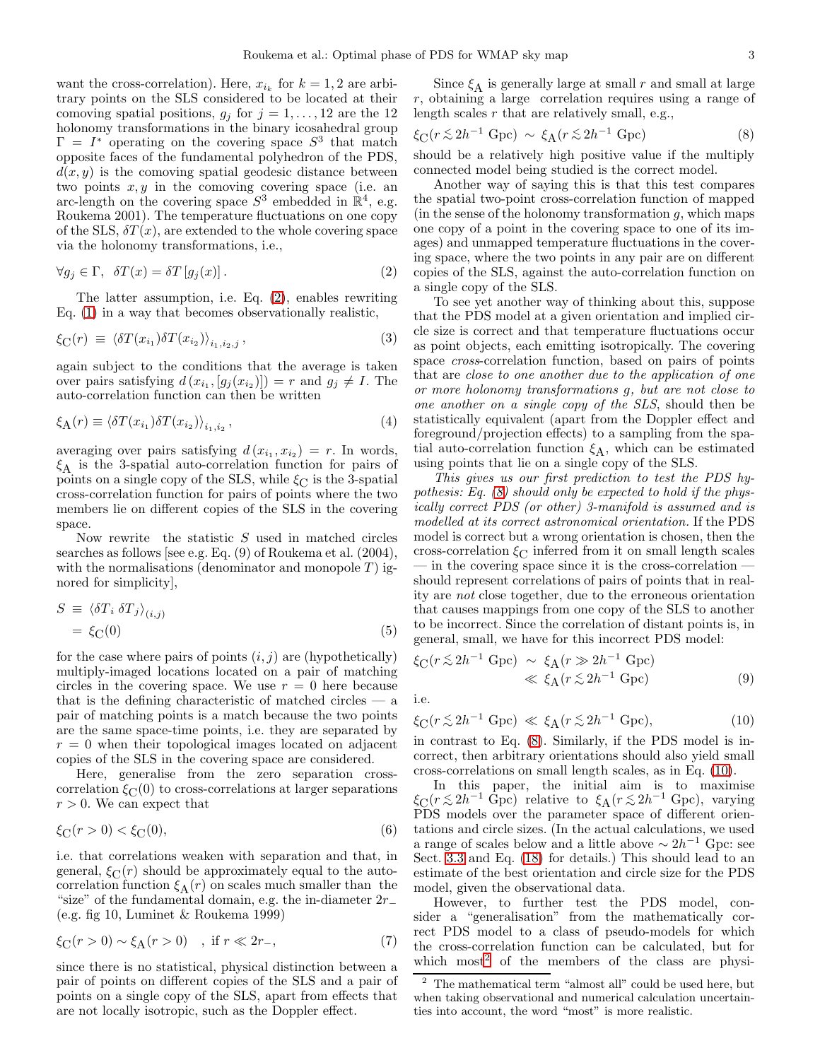want the cross-correlation). Here, $x_{i_k}$ for $k = 1, 2$ are arbitrary points on the SLS considered to be located at their comoving spatial positions, $g_j$ for $j = 1, \ldots, 12$ are the 12 holonomy transformations in the binary icosahedral group $\Gamma = I^*$ operating on the covering space $S^3$ that match opposite faces of the fundamental polyhedron of the PDS, $d(x, y)$ is the comoving spatial geodesic distance between two points $x, y$ in the comoving covering space (i.e. an arc-length on the covering space $S^3$ embedded in $\mathbb{R}^4$, e.g. Roukema 2001). The temperature fluctuations on one copy of the SLS, $\delta T(x)$, are extended to the whole covering space via the holonomy transformations, i.e.,

$$\forall g_j \in \Gamma, \;\; \delta T(x) = \delta T\left[g_j(x)\right]. \tag{2}$$

The latter assumption, i.e. Eq. (2), enables rewriting Eq. (1) in a way that becomes observationally realistic,

$$\xi_{\mathrm{C}}(r) \;\equiv\; \langle \delta T(x_{i_1}) \delta T(x_{i_2}) \rangle_{i_1, i_2, j}\,, \tag{3}$$

again subject to the conditions that the average is taken over pairs satisfying $d\left(x_{i_1}, [g_j(x_{i_2})]\right) = r$ and $g_j \neq I$. The auto-correlation function can then be written

$$\xi_{\mathrm{A}}(r) \equiv \langle \delta T(x_{i_1}) \delta T(x_{i_2}) \rangle_{i_1, i_2}\,, \tag{4}$$

averaging over pairs satisfying $d\left(x_{i_1}, x_{i_2}\right) = r$. In words, $\xi_{\mathrm{A}}$ is the 3-spatial auto-correlation function for pairs of points on a single copy of the SLS, while $\xi_{\mathrm{C}}$ is the 3-spatial cross-correlation function for pairs of points where the two members lie on different copies of the SLS in the covering space.

Now rewrite the statistic $S$ used in matched circles searches as follows [see e.g. Eq. (9) of Roukema et al. (2004), with the normalisations (denominator and monopole $T$) ignored for simplicity],

$$\begin{aligned} S \;&\equiv\; \langle \delta T_i \; \delta T_j \rangle_{(i,j)} \\ &= \xi_{\mathrm{C}}(0) \end{aligned} \tag{5}$$

for the case where pairs of points $(i, j)$ are (hypothetically) multiply-imaged locations located on a pair of matching circles in the covering space. We use $r = 0$ here because that is the defining characteristic of matched circles — a pair of matching points is a match because the two points are the same space-time points, i.e. they are separated by $r = 0$ when their topological images located on adjacent copies of the SLS in the covering space are considered.

Here, generalise from the zero separation cross-correlation $\xi_{\mathrm{C}}(0)$ to cross-correlations at larger separations $r > 0$. We can expect that

$$\xi_{\mathrm{C}}(r > 0) < \xi_{\mathrm{C}}(0), \tag{6}$$

i.e. that correlations weaken with separation and that, in general, $\xi_{\mathrm{C}}(r)$ should be approximately equal to the auto-correlation function $\xi_{\mathrm{A}}(r)$ on scales much smaller than the "size" of the fundamental domain, e.g. the in-diameter $2r_-$ (e.g. fig 10, Luminet & Roukema 1999)

$$\xi_{\mathrm{C}}(r > 0) \sim \xi_{\mathrm{A}}(r > 0) \quad , \text{ if } r \ll 2r_-, \tag{7}$$

since there is no statistical, physical distinction between a pair of points on different copies of the SLS and a pair of points on a single copy of the SLS, apart from effects that are not locally isotropic, such as the Doppler effect.

Since $\xi_{\mathrm{A}}$ is generally large at small $r$ and small at large $r$, obtaining a large correlation requires using a range of length scales $r$ that are relatively small, e.g.,

$$\xi_{\mathrm{C}}(r \lesssim 2h^{-1} \text{ Gpc}) \;\sim\; \xi_{\mathrm{A}}(r \lesssim 2h^{-1} \text{ Gpc}) \tag{8}$$

should be a relatively high positive value if the multiply connected model being studied is the correct model.

Another way of saying this is that this test compares the spatial two-point cross-correlation function of mapped (in the sense of the holonomy transformation $g$, which maps one copy of a point in the covering space to one of its images) and unmapped temperature fluctuations in the covering space, where the two points in any pair are on different copies of the SLS, against the auto-correlation function on a single copy of the SLS.

To see yet another way of thinking about this, suppose that the PDS model at a given orientation and implied circle size is correct and that temperature fluctuations occur as point objects, each emitting isotropically. The covering space *cross*-correlation function, based on pairs of points that are *close to one another due to the application of one or more holonomy transformations $g$, but are not close to one another on a single copy of the SLS*, should then be statistically equivalent (apart from the Doppler effect and foreground/projection effects) to a sampling from the spatial auto-correlation function $\xi_{\mathrm{A}}$, which can be estimated using points that lie on a single copy of the SLS.

*This gives us our first prediction to test the PDS hypothesis: Eq. (8) should only be expected to hold if the physically correct PDS (or other) 3-manifold is assumed and is modelled at its correct astronomical orientation.* If the PDS model is correct but a wrong orientation is chosen, then the cross-correlation $\xi_{\mathrm{C}}$ inferred from it on small length scales — in the covering space since it is the cross-correlation — should represent correlations of pairs of points that in reality are *not* close together, due to the erroneous orientation that causes mappings from one copy of the SLS to another to be incorrect. Since the correlation of distant points is, in general, small, we have for this incorrect PDS model:

$$\begin{aligned} \xi_{\mathrm{C}}(r \lesssim 2h^{-1} \text{ Gpc}) \;&\sim\; \xi_{\mathrm{A}}(r \gg 2h^{-1} \text{ Gpc}) \\ &\ll\; \xi_{\mathrm{A}}(r \lesssim 2h^{-1} \text{ Gpc}) \end{aligned} \tag{9}$$

i.e.

$$\xi_{\mathrm{C}}(r \lesssim 2h^{-1} \text{ Gpc}) \;\ll\; \xi_{\mathrm{A}}(r \lesssim 2h^{-1} \text{ Gpc}), \tag{10}$$

in contrast to Eq. (8). Similarly, if the PDS model is incorrect, then arbitrary orientations should also yield small cross-correlations on small length scales, as in Eq. (10).

In this paper, the initial aim is to maximise $\xi_{\mathrm{C}}(r \lesssim 2h^{-1} \text{ Gpc})$ relative to $\xi_{\mathrm{A}}(r \lesssim 2h^{-1} \text{ Gpc})$, varying PDS models over the parameter space of different orientations and circle sizes. (In the actual calculations, we used a range of scales below and a little above $\sim 2h^{-1}$ Gpc: see Sect. 3.3 and Eq. (18) for details.) This should lead to an estimate of the best orientation and circle size for the PDS model, given the observational data.

However, to further test the PDS model, consider a "generalisation" from the mathematically correct PDS model to a class of pseudo-models for which the cross-correlation function can be calculated, but for which most[2] of the members of the class are physi-

[2] The mathematical term "almost all" could be used here, but when taking observational and numerical calculation uncertainties into account, the word "most" is more realistic.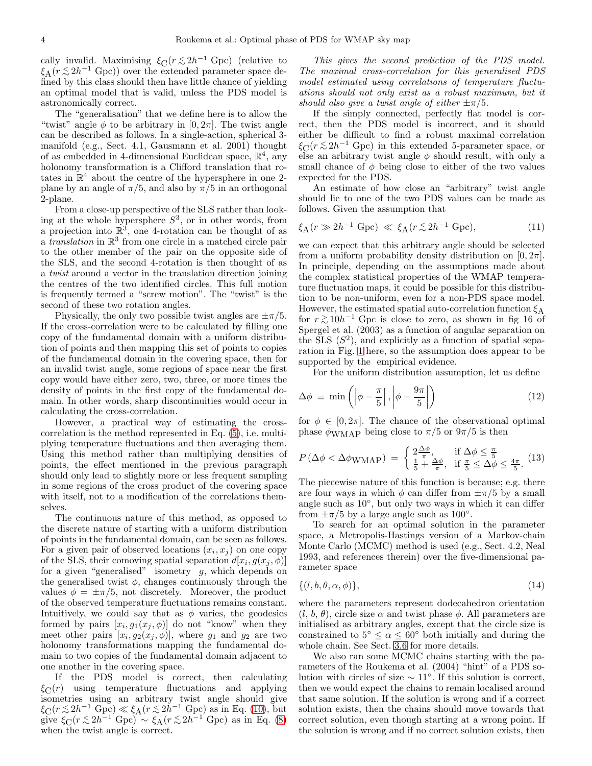cally invalid. Maximising $\xi_{\rm C}(r \lesssim 2h^{-1}$ Gpc) (relative to $\xi_{\rm A}(r \lesssim 2h^{-1}$ Gpc)) over the extended parameter space defined by this class should then have little chance of yielding an optimal model that is valid, unless the PDS model is astronomically correct.

The "generalisation" that we define here is to allow the "twist" angle $\phi$ to be arbitrary in $[0, 2\pi]$. The twist angle can be described as follows. In a single-action, spherical 3-manifold (e.g., Sect. 4.1, Gausmann et al. 2001) thought of as embedded in 4-dimensional Euclidean space, $\mathbb{R}^4$, any holonomy transformation is a Clifford translation that rotates in $\mathbb{R}^4$ about the centre of the hypersphere in one 2-plane by an angle of $\pi/5$, and also by $\pi/5$ in an orthogonal 2-plane.

From a close-up perspective of the SLS rather than looking at the whole hypersphere $S^3$, or in other words, from a projection into $\mathbb{R}^3$, one 4-rotation can be thought of as a *translation* in $\mathbb{R}^3$ from one circle in a matched circle pair to the other member of the pair on the opposite side of the SLS, and the second 4-rotation is then thought of as a *twist* around a vector in the translation direction joining the centres of the two identified circles. This full motion is frequently termed a "screw motion". The "twist" is the second of these two rotation angles.

Physically, the only two possible twist angles are $\pm\pi/5$. If the cross-correlation were to be calculated by filling one copy of the fundamental domain with a uniform distribution of points and then mapping this set of points to copies of the fundamental domain in the covering space, then for an invalid twist angle, some regions of space near the first copy would have either zero, two, three, or more times the density of points in the first copy of the fundamental domain. In other words, sharp discontinuities would occur in calculating the cross-correlation.

However, a practical way of estimating the cross-correlation is the method represented in Eq. (5), i.e. multiplying temperature fluctuations and then averaging them. Using this method rather than multiplying densities of points, the effect mentioned in the previous paragraph should only lead to slightly more or less frequent sampling in some regions of the cross product of the covering space with itself, not to a modification of the correlations themselves.

The continuous nature of this method, as opposed to the discrete nature of starting with a uniform distribution of points in the fundamental domain, can be seen as follows. For a given pair of observed locations $(x_i, x_j)$ on one copy of the SLS, their comoving spatial separation $d[x_i, g(x_j, \phi)]$ for a given "generalised" isometry $g$, which depends on the generalised twist $\phi$, changes continuously through the values $\phi = \pm\pi/5$, not discretely. Moreover, the product of the observed temperature fluctuations remains constant. Intuitively, we could say that as $\phi$ varies, the geodesics formed by pairs $[x_i, g_1(x_j, \phi)]$ do not "know" when they meet other pairs $[x_i, g_2(x_j, \phi)]$, where $g_1$ and $g_2$ are two holonomy transformations mapping the fundamental domain to two copies of the fundamental domain adjacent to one another in the covering space.

If the PDS model is correct, then calculating $\xi_{\rm C}(r)$ using temperature fluctuations and applying isometries using an arbitrary twist angle should give $\xi_{\rm C}(r \lesssim 2h^{-1}\text{ Gpc}) \ll \xi_{\rm A}(r \lesssim 2h^{-1}\text{ Gpc})$ as in Eq. (10), but give $\xi_{\rm C}(r \lesssim 2h^{-1}\text{ Gpc}) \sim \xi_{\rm A}(r \lesssim 2h^{-1}\text{ Gpc})$ as in Eq. (8) when the twist angle is correct.

*This gives the second prediction of the PDS model. The maximal cross-correlation for this generalised PDS model estimated using correlations of temperature fluctuations should not only exist as a robust maximum, but it should also give a twist angle of either $\pm\pi/5$.*

If the simply connected, perfectly flat model is correct, then the PDS model is incorrect, and it should either be difficult to find a robust maximal correlation $\xi_{\rm C}(r \lesssim 2h^{-1}$ Gpc) in this extended 5-parameter space, or else an arbitrary twist angle $\phi$ should result, with only a small chance of $\phi$ being close to either of the two values expected for the PDS.

An estimate of how close an "arbitrary" twist angle should lie to one of the two PDS values can be made as follows. Given the assumption that

$$\xi_{\rm A}(r \gg 2h^{-1}\text{ Gpc}) \ll \xi_{\rm A}(r \lesssim 2h^{-1}\text{ Gpc}), \tag{11}$$

we can expect that this arbitrary angle should be selected from a uniform probability density distribution on $[0, 2\pi]$. In principle, depending on the assumptions made about the complex statistical properties of the WMAP temperature fluctuation maps, it could be possible for this distribution to be non-uniform, even for a non-PDS space model. However, the estimated spatial auto-correlation function $\xi_{\rm A}$ for $r \gtrsim 10h^{-1}$ Gpc is close to zero, as shown in fig 16 of Spergel et al. (2003) as a function of angular separation on the SLS ($S^2$), and explicitly as a function of spatial separation in Fig. 1 here, so the assumption does appear to be supported by the empirical evidence.

For the uniform distribution assumption, let us define

$$\Delta\phi \equiv \min\left(\left|\phi - \frac{\pi}{5}\right|, \left|\phi - \frac{9\pi}{5}\right|\right) \tag{12}$$

for $\phi \in [0, 2\pi]$. The chance of the observational optimal phase $\phi_{\rm WMAP}$ being close to $\pi/5$ or $9\pi/5$ is then

$$P\left(\Delta\phi < \Delta\phi_{\rm WMAP}\right) = \begin{cases} 2\frac{\Delta\phi}{\pi}, & \text{if } \Delta\phi \leq \frac{\pi}{5} \\ \frac{1}{5} + \frac{\Delta\phi}{\pi}, & \text{if } \frac{\pi}{5} \leq \Delta\phi \leq \frac{4\pi}{5}. \end{cases} \tag{13}$$

The piecewise nature of this function is because; e.g. there are four ways in which $\phi$ can differ from $\pm\pi/5$ by a small angle such as 10°, but only two ways in which it can differ from $\pm\pi/5$ by a large angle such as 100°.

To search for an optimal solution in the parameter space, a Metropolis-Hastings version of a Markov-chain Monte Carlo (MCMC) method is used (e.g., Sect. 4.2, Neal 1993, and references therein) over the five-dimensional parameter space

$$\{(l, b, \theta, \alpha, \phi)\}, \tag{14}$$

where the parameters represent dodecahedron orientation $(l, b, \theta)$, circle size $\alpha$ and twist phase $\phi$. All parameters are initialised as arbitrary angles, except that the circle size is constrained to $5° \leq \alpha \leq 60°$ both initially and during the whole chain. See Sect. 3.6 for more details.

We also ran some MCMC chains starting with the parameters of the Roukema et al. (2004) "hint" of a PDS solution with circles of size $\sim 11°$. If this solution is correct, then we would expect the chains to remain localised around that same solution. If the solution is wrong and if a correct solution exists, then the chains should move towards that correct solution, even though starting at a wrong point. If the solution is wrong and if no correct solution exists, then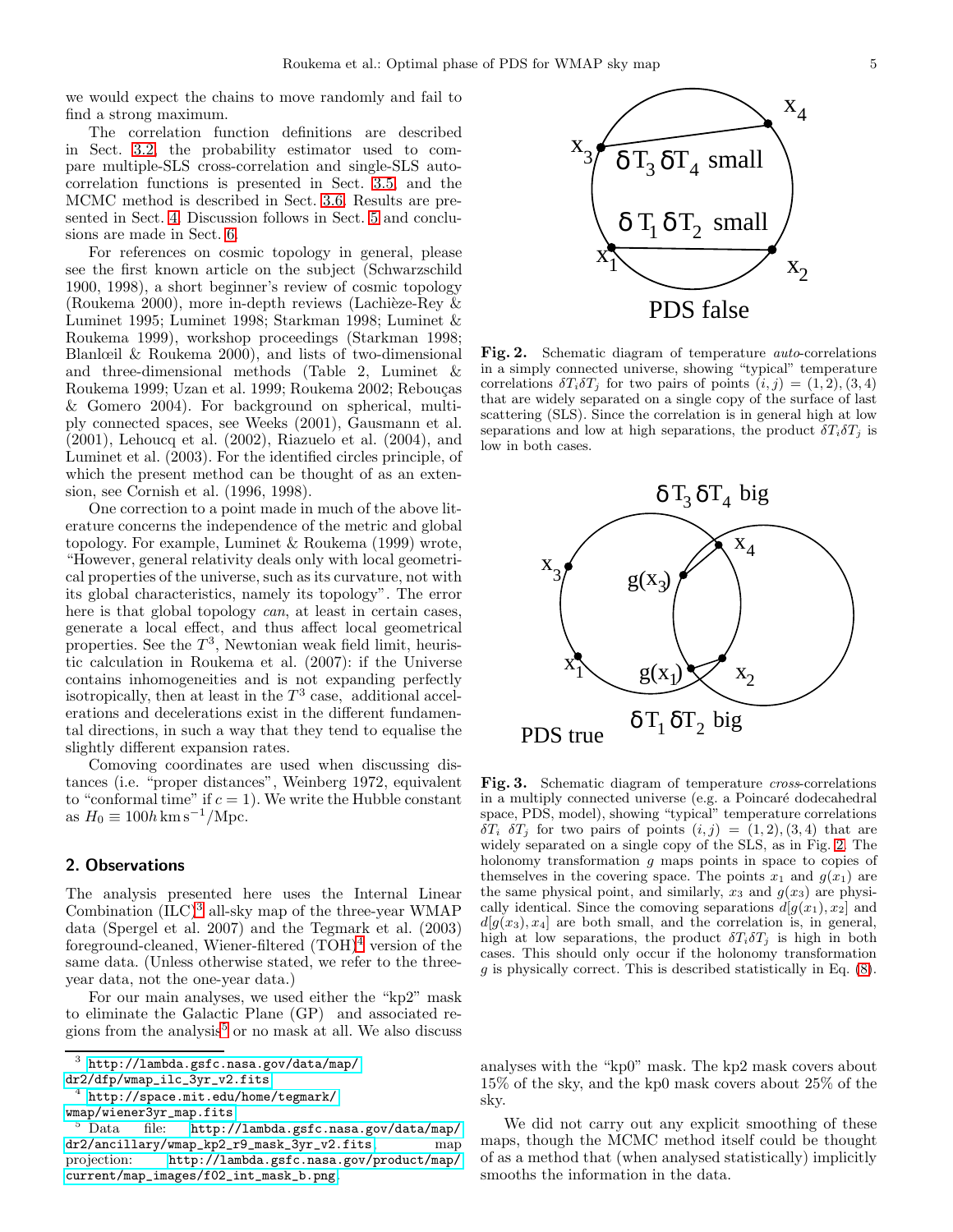we would expect the chains to move randomly and fail to find a strong maximum.

The correlation function definitions are described in Sect. 3.2, the probability estimator used to compare multiple-SLS cross-correlation and single-SLS autocorrelation functions is presented in Sect. 3.5, and the MCMC method is described in Sect. 3.6. Results are presented in Sect. 4. Discussion follows in Sect. 5 and conclusions are made in Sect. 6.

For references on cosmic topology in general, please see the first known article on the subject (Schwarzschild 1900, 1998), a short beginner's review of cosmic topology (Roukema 2000), more in-depth reviews (Lachièze-Rey & Luminet 1995; Luminet 1998; Starkman 1998; Luminet & Roukema 1999), workshop proceedings (Starkman 1998; Blanlœil & Roukema 2000), and lists of two-dimensional and three-dimensional methods (Table 2, Luminet & Roukema 1999; Uzan et al. 1999; Roukema 2002; Rebouças & Gomero 2004). For background on spherical, multiply connected spaces, see Weeks (2001), Gausmann et al. (2001), Lehoucq et al. (2002), Riazuelo et al. (2004), and Luminet et al. (2003). For the identified circles principle, of which the present method can be thought of as an extension, see Cornish et al. (1996, 1998).

One correction to a point made in much of the above literature concerns the independence of the metric and global topology. For example, Luminet & Roukema (1999) wrote, "However, general relativity deals only with local geometrical properties of the universe, such as its curvature, not with its global characteristics, namely its topology". The error here is that global topology *can*, at least in certain cases, generate a local effect, and thus affect local geometrical properties. See the $T^3$, Newtonian weak field limit, heuristic calculation in Roukema et al. (2007): if the Universe contains inhomogeneities and is not expanding perfectly isotropically, then at least in the $T^3$ case, additional accelerations and decelerations exist in the different fundamental directions, in such a way that they tend to equalise the slightly different expansion rates.

Comoving coordinates are used when discussing distances (i.e. "proper distances", Weinberg 1972, equivalent to "conformal time" if $c = 1$). We write the Hubble constant as $H_0 \equiv 100h\,\mathrm{km\,s^{-1}/Mpc}$.

## 2. Observations

The analysis presented here uses the Internal Linear Combination (ILC)[3] all-sky map of the three-year WMAP data (Spergel et al. 2007) and the Tegmark et al. (2003) foreground-cleaned, Wiener-filtered (TOH)[4] version of the same data. (Unless otherwise stated, we refer to the three-year data, not the one-year data.)

For our main analyses, we used either the "kp2" mask to eliminate the Galactic Plane (GP) and associated regions from the analysis[5] or no mask at all. We also discuss analyses with the "kp0" mask. The kp2 mask covers about 15% of the sky, and the kp0 mask covers about 25% of the sky.

We did not carry out any explicit smoothing of these maps, though the MCMC method itself could be thought of as a method that (when analysed statistically) implicitly smooths the information in the data.

**Fig. 2.** Schematic diagram of temperature *auto*-correlations in a simply connected universe, showing "typical" temperature correlations $\delta T_i \delta T_j$ for two pairs of points $(i, j) = (1, 2), (3, 4)$ that are widely separated on a single copy of the surface of last scattering (SLS). Since the correlation is in general high at low separations and low at high separations, the product $\delta T_i \delta T_j$ is low in both cases.

**Fig. 3.** Schematic diagram of temperature *cross*-correlations in a multiply connected universe (e.g. a Poincaré dodecahedral space, PDS, model), showing "typical" temperature correlations $\delta T_i\ \delta T_j$ for two pairs of points $(i, j) = (1, 2), (3, 4)$ that are widely separated on a single copy of the SLS, as in Fig. 2. The holonomy transformation $g$ maps points in space to copies of themselves in the covering space. The points $x_1$ and $g(x_1)$ are the same physical point, and similarly, $x_3$ and $g(x_3)$ are physically identical. Since the comoving separations $d[g(x_1), x_2]$ and $d[g(x_3), x_4]$ are both small, and the correlation is, in general, high at low separations, the product $\delta T_i \delta T_j$ is high in both cases. This should only occur if the holonomy transformation $g$ is physically correct. This is described statistically in Eq. (8).

---

[3] http://lambda.gsfc.nasa.gov/data/map/dr2/dfp/wmap_ilc_3yr_v2.fits

[4] http://space.mit.edu/home/tegmark/wmap/wiener3yr_map.fits

[5] Data file: http://lambda.gsfc.nasa.gov/data/map/dr2/ancillary/wmap_kp2_r9_mask_3yr_v2.fits map projection: http://lambda.gsfc.nasa.gov/product/map/current/map_images/f02_int_mask_b.png.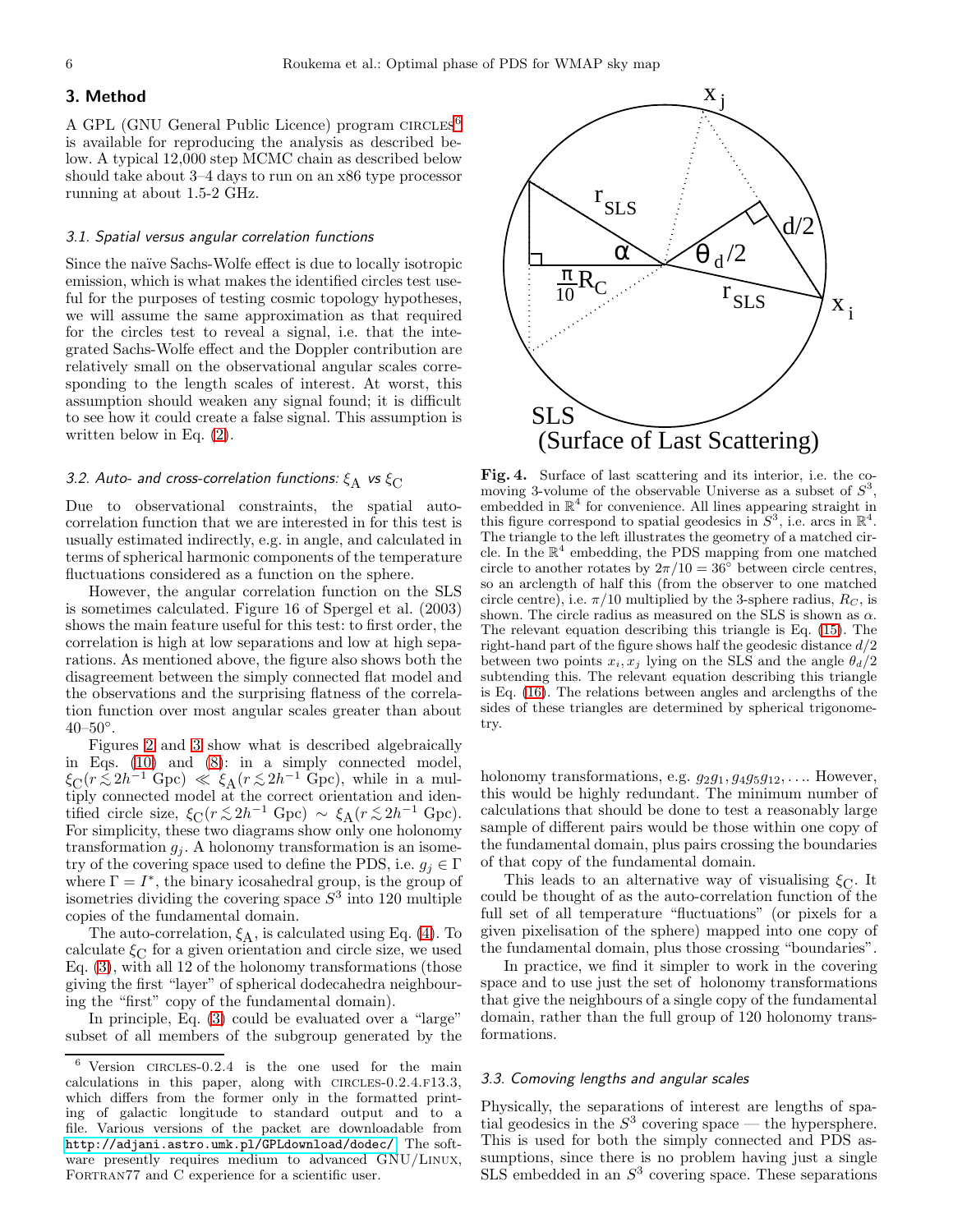## 3. Method

A GPL (GNU General Public Licence) program CIRCLES[6] is available for reproducing the analysis as described below. A typical 12,000 step MCMC chain as described below should take about 3–4 days to run on an x86 type processor running at about 1.5-2 GHz.

### 3.1. Spatial versus angular correlation functions

Since the naïve Sachs-Wolfe effect is due to locally isotropic emission, which is what makes the identified circles test useful for the purposes of testing cosmic topology hypotheses, we will assume the same approximation as that required for the circles test to reveal a signal, i.e. that the integrated Sachs-Wolfe effect and the Doppler contribution are relatively small on the observational angular scales corresponding to the length scales of interest. At worst, this assumption should weaken any signal found; it is difficult to see how it could create a false signal. This assumption is written below in Eq. (2).

### 3.2. Auto- and cross-correlation functions: $\xi_{\mathrm{A}}$ vs $\xi_{\mathrm{C}}$

Due to observational constraints, the spatial auto-correlation function that we are interested in for this test is usually estimated indirectly, e.g. in angle, and calculated in terms of spherical harmonic components of the temperature fluctuations considered as a function on the sphere.

However, the angular correlation function on the SLS is sometimes calculated. Figure 16 of Spergel et al. (2003) shows the main feature useful for this test: to first order, the correlation is high at low separations and low at high separations. As mentioned above, the figure also shows both the disagreement between the simply connected flat model and the observations and the surprising flatness of the correlation function over most angular scales greater than about 40–50°.

Figures 2 and 3 show what is described algebraically in Eqs. (10) and (8): in a simply connected model, $\xi_{\mathrm{C}}(r \lesssim 2h^{-1}\,\mathrm{Gpc}) \ll \xi_{\mathrm{A}}(r \lesssim 2h^{-1}\,\mathrm{Gpc})$, while in a multiply connected model at the correct orientation and identified circle size, $\xi_{\mathrm{C}}(r \lesssim 2h^{-1}\,\mathrm{Gpc}) \sim \xi_{\mathrm{A}}(r \lesssim 2h^{-1}\,\mathrm{Gpc})$. For simplicity, these two diagrams show only one holonomy transformation $g_j$. A holonomy transformation is an isometry of the covering space used to define the PDS, i.e. $g_j \in \Gamma$ where $\Gamma = I^*$, the binary icosahedral group, is the group of isometries dividing the covering space $S^3$ into 120 multiple copies of the fundamental domain.

The auto-correlation, $\xi_{\mathrm{A}}$, is calculated using Eq. (4). To calculate $\xi_{\mathrm{C}}$ for a given orientation and circle size, we used Eq. (3), with all 12 of the holonomy transformations (those giving the first "layer" of spherical dodecahedra neighbouring the "first" copy of the fundamental domain).

In principle, Eq. (3) could be evaluated over a "large" subset of all members of the subgroup generated by the holonomy transformations, e.g. $g_2 g_1, g_4 g_5 g_{12}, \ldots$. However, this would be highly redundant. The minimum number of calculations that should be done to test a reasonably large sample of different pairs would be those within one copy of the fundamental domain, plus pairs crossing the boundaries of that copy of the fundamental domain.

This leads to an alternative way of visualising $\xi_{\mathrm{C}}$. It could be thought of as the auto-correlation function of the full set of all temperature "fluctuations" (or pixels for a given pixelisation of the sphere) mapped into one copy of the fundamental domain, plus those crossing "boundaries".

In practice, we find it simpler to work in the covering space and to use just the set of holonomy transformations that give the neighbours of a single copy of the fundamental domain, rather than the full group of 120 holonomy transformations.

**Fig. 4.** Surface of last scattering and its interior, i.e. the comoving 3-volume of the observable Universe as a subset of $S^3$, embedded in $\mathbb{R}^4$ for convenience. All lines appearing straight in this figure correspond to spatial geodesics in $S^3$, i.e. arcs in $\mathbb{R}^4$. The triangle to the left illustrates the geometry of a matched circle. In the $\mathbb{R}^4$ embedding, the PDS mapping from one matched circle to another rotates by $2\pi/10 = 36°$ between circle centres, so an arclength of half this (from the observer to one matched circle centre), i.e. $\pi/10$ multiplied by the 3-sphere radius, $R_C$, is shown. The circle radius as measured on the SLS is shown as $\alpha$. The relevant equation describing this triangle is Eq. (15). The right-hand part of the figure shows half the geodesic distance $d/2$ between two points $x_i, x_j$ lying on the SLS and the angle $\theta_d/2$ subtending this. The relevant equation describing this triangle is Eq. (16). The relations between angles and arclengths of the sides of these triangles are determined by spherical trigonometry.

### 3.3. Comoving lengths and angular scales

Physically, the separations of interest are lengths of spatial geodesics in the $S^3$ covering space — the hypersphere. This is used for both the simply connected and PDS assumptions, since there is no problem having just a single SLS embedded in an $S^3$ covering space. These separations

---

[6] Version CIRCLES-0.2.4 is the one used for the main calculations in this paper, along with CIRCLES-0.2.4.F13.3, which differs from the former only in the formatted printing of galactic longitude to standard output and to a file. Various versions of the packet are downloadable from http://adjani.astro.umk.pl/GPLdownload/dodec/. The software presently requires medium to advanced GNU/LINUX, FORTRAN77 and C experience for a scientific user.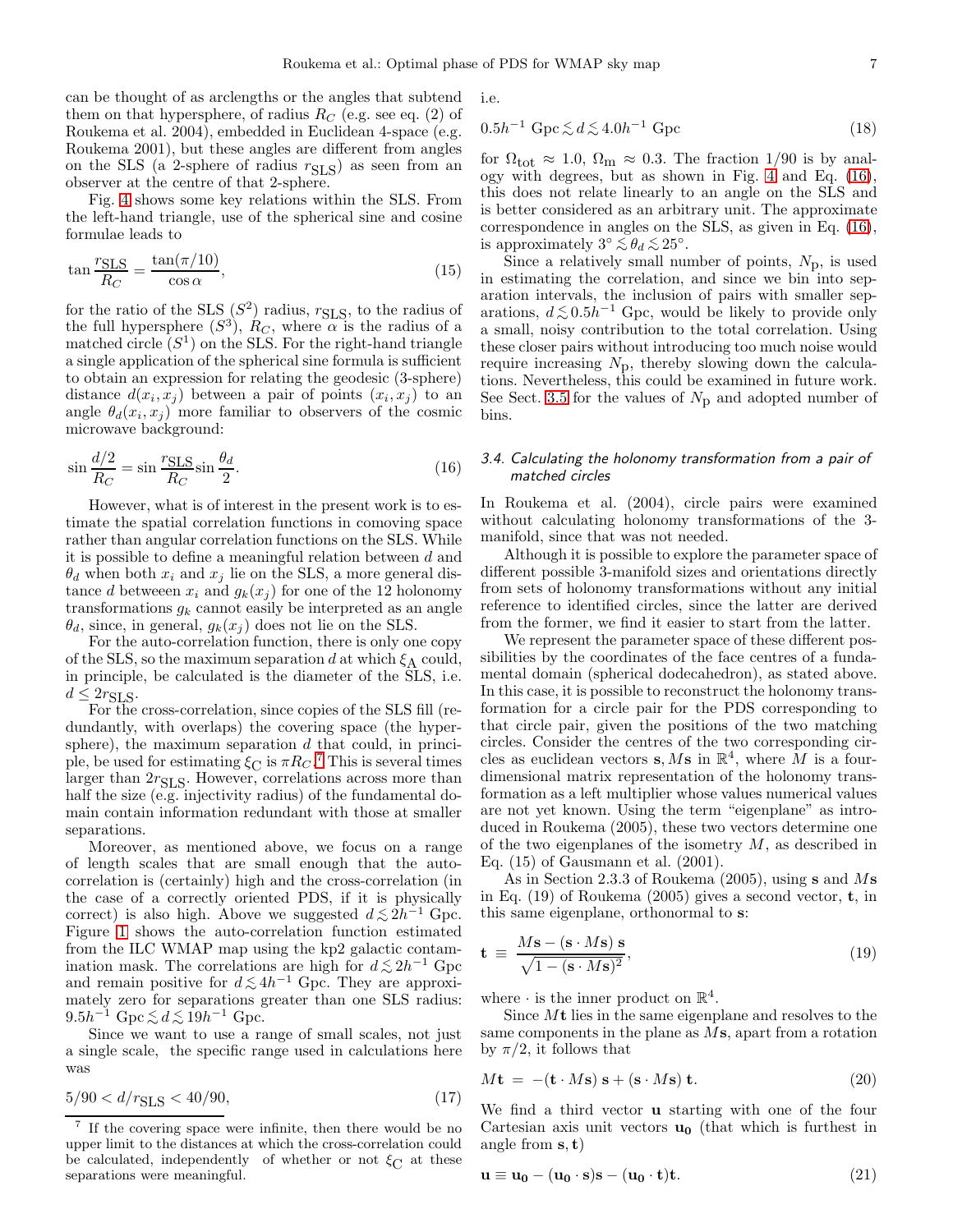can be thought of as arclengths or the angles that subtend them on that hypersphere, of radius $R_C$ (e.g. see eq. (2) of Roukema et al. 2004), embedded in Euclidean 4-space (e.g. Roukema 2001), but these angles are different from angles on the SLS (a 2-sphere of radius $r_{\mathrm{SLS}}$) as seen from an observer at the centre of that 2-sphere.

Fig. 4 shows some key relations within the SLS. From the left-hand triangle, use of the spherical sine and cosine formulae leads to

$$\tan \frac{r_{\mathrm{SLS}}}{R_C} = \frac{\tan(\pi/10)}{\cos \alpha}, \tag{15}$$

for the ratio of the SLS ($S^2$) radius, $r_{\mathrm{SLS}}$, to the radius of the full hypersphere ($S^3$), $R_C$, where $\alpha$ is the radius of a matched circle ($S^1$) on the SLS. For the right-hand triangle a single application of the spherical sine formula is sufficient to obtain an expression for relating the geodesic (3-sphere) distance $d(x_i, x_j)$ between a pair of points $(x_i, x_j)$ to an angle $\theta_d(x_i, x_j)$ more familiar to observers of the cosmic microwave background:

$$\sin \frac{d/2}{R_C} = \sin \frac{r_{\mathrm{SLS}}}{R_C} \sin \frac{\theta_d}{2}. \tag{16}$$

However, what is of interest in the present work is to estimate the spatial correlation functions in comoving space rather than angular correlation functions on the SLS. While it is possible to define a meaningful relation between $d$ and $\theta_d$ when both $x_i$ and $x_j$ lie on the SLS, a more general distance $d$ betweeen $x_i$ and $g_k(x_j)$ for one of the 12 holonomy transformations $g_k$ cannot easily be interpreted as an angle $\theta_d$, since, in general, $g_k(x_j)$ does not lie on the SLS.

For the auto-correlation function, there is only one copy of the SLS, so the maximum separation $d$ at which $\xi_{\mathrm{A}}$ could, in principle, be calculated is the diameter of the SLS, i.e. $d \le 2r_{\mathrm{SLS}}$.

For the cross-correlation, since copies of the SLS fill (redundantly, with overlaps) the covering space (the hypersphere), the maximum separation $d$ that could, in principle, be used for estimating $\xi_{\mathrm{C}}$ is $\pi R_C$.[7] This is several times larger than $2r_{\mathrm{SLS}}$. However, correlations across more than half the size (e.g. injectivity radius) of the fundamental domain contain information redundant with those at smaller separations.

Moreover, as mentioned above, we focus on a range of length scales that are small enough that the auto-correlation is (certainly) high and the cross-correlation (in the case of a correctly oriented PDS, if it is physically correct) is also high. Above we suggested $d \lesssim 2h^{-1}$ Gpc. Figure 1 shows the auto-correlation function estimated from the ILC WMAP map using the kp2 galactic contamination mask. The correlations are high for $d \lesssim 2h^{-1}$ Gpc and remain positive for $d \lesssim 4h^{-1}$ Gpc. They are approximately zero for separations greater than one SLS radius: $9.5h^{-1}$ Gpc $\lesssim d \lesssim 19h^{-1}$ Gpc.

Since we want to use a range of small scales, not just a single scale, the specific range used in calculations here was

$$5/90 < d/r_{\mathrm{SLS}} < 40/90, \tag{17}$$

i.e.

$$0.5h^{-1} \text{ Gpc} \lesssim d \lesssim 4.0h^{-1} \text{ Gpc} \tag{18}$$

for $\Omega_{\mathrm{tot}} \approx 1.0$, $\Omega_{\mathrm{m}} \approx 0.3$. The fraction 1/90 is by analogy with degrees, but as shown in Fig. 4 and Eq. (16), this does not relate linearly to an angle on the SLS and is better considered as an arbitrary unit. The approximate correspondence in angles on the SLS, as given in Eq. (16), is approximately $3^\circ \lesssim \theta_d \lesssim 25^\circ$.

Since a relatively small number of points, $N_{\mathrm{p}}$, is used in estimating the correlation, and since we bin into separation intervals, the inclusion of pairs with smaller separations, $d \lesssim 0.5h^{-1}$ Gpc, would be likely to provide only a small, noisy contribution to the total correlation. Using these closer pairs without introducing too much noise would require increasing $N_{\mathrm{p}}$, thereby slowing down the calculations. Nevertheless, this could be examined in future work. See Sect. 3.5 for the values of $N_{\mathrm{p}}$ and adopted number of bins.

### 3.4. Calculating the holonomy transformation from a pair of matched circles

In Roukema et al. (2004), circle pairs were examined without calculating holonomy transformations of the 3-manifold, since that was not needed.

Although it is possible to explore the parameter space of different possible 3-manifold sizes and orientations directly from sets of holonomy transformations without any initial reference to identified circles, since the latter are derived from the former, we find it easier to start from the latter.

We represent the parameter space of these different possibilities by the coordinates of the face centres of a fundamental domain (spherical dodecahedron), as stated above. In this case, it is possible to reconstruct the holonomy transformation for a circle pair for the PDS corresponding to that circle pair, given the positions of the two matching circles. Consider the centres of the two corresponding circles as euclidean vectors $\mathbf{s}, M\mathbf{s}$ in $\mathbb{R}^4$, where $M$ is a four-dimensional matrix representation of the holonomy transformation as a left multiplier whose values numerical values are not yet known. Using the term "eigenplane" as introduced in Roukema (2005), these two vectors determine one of the two eigenplanes of the isometry $M$, as described in Eq. (15) of Gausmann et al. (2001).

As in Section 2.3.3 of Roukema (2005), using $\mathbf{s}$ and $M\mathbf{s}$ in Eq. (19) of Roukema (2005) gives a second vector, $\mathbf{t}$, in this same eigenplane, orthonormal to $\mathbf{s}$:

$$\mathbf{t} \equiv \frac{M\mathbf{s} - (\mathbf{s} \cdot M\mathbf{s})\, \mathbf{s}}{\sqrt{1 - (\mathbf{s} \cdot M\mathbf{s})^2}}, \tag{19}$$

where $\cdot$ is the inner product on $\mathbb{R}^4$.

Since $M\mathbf{t}$ lies in the same eigenplane and resolves to the same components in the plane as $M\mathbf{s}$, apart from a rotation by $\pi/2$, it follows that

$$M\mathbf{t} = -(\mathbf{t} \cdot M\mathbf{s})\, \mathbf{s} + (\mathbf{s} \cdot M\mathbf{s})\, \mathbf{t}. \tag{20}$$

We find a third vector $\mathbf{u}$ starting with one of the four Cartesian axis unit vectors $\mathbf{u_0}$ (that which is furthest in angle from $\mathbf{s}, \mathbf{t}$)

$$\mathbf{u} \equiv \mathbf{u_0} - (\mathbf{u_0} \cdot \mathbf{s})\mathbf{s} - (\mathbf{u_0} \cdot \mathbf{t})\mathbf{t}. \tag{21}$$

[7] If the covering space were infinite, then there would be no upper limit to the distances at which the cross-correlation could be calculated, independently of whether or not $\xi_{\mathrm{C}}$ at these separations were meaningful.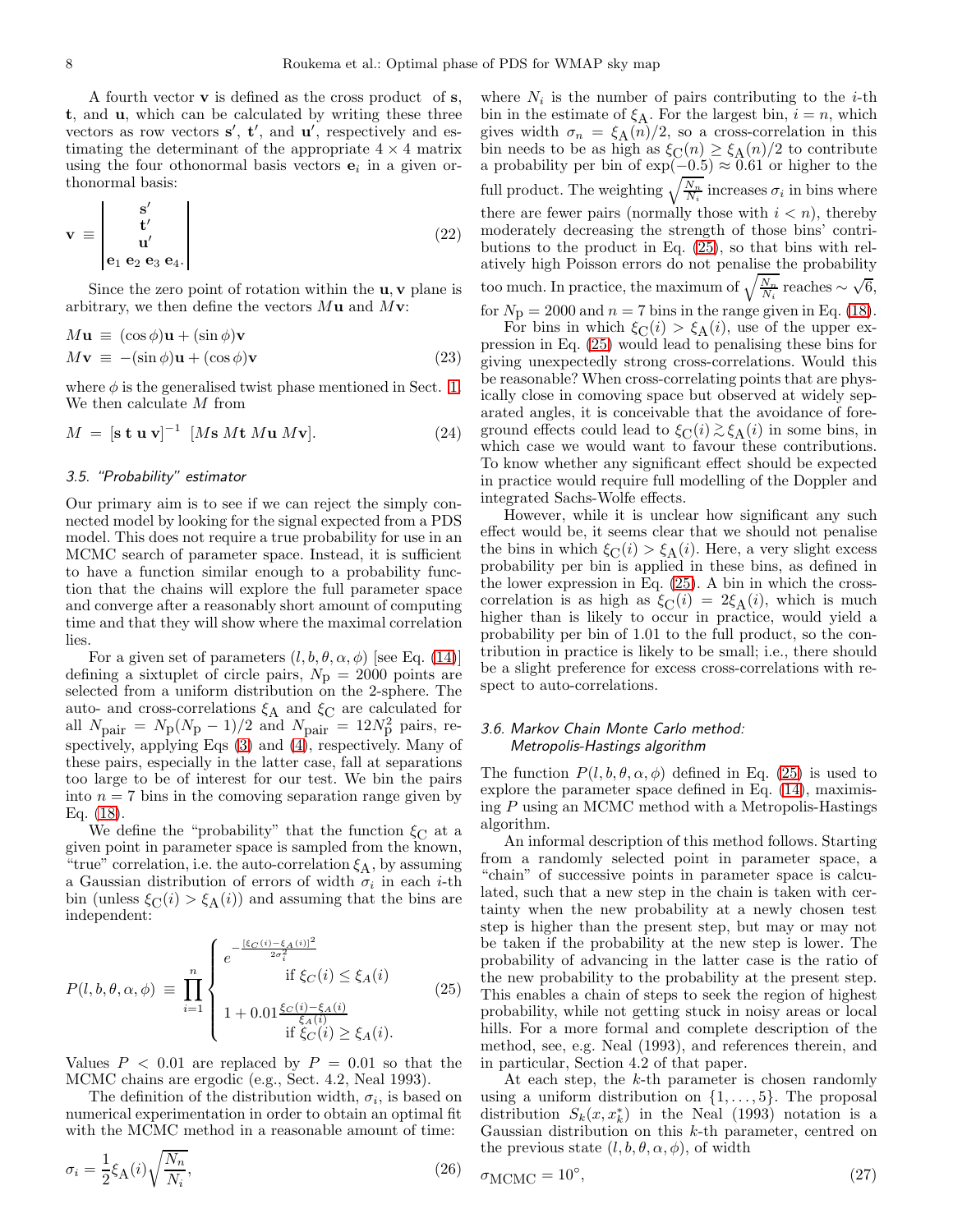A fourth vector $\mathbf{v}$ is defined as the cross product of $\mathbf{s}$, $\mathbf{t}$, and $\mathbf{u}$, which can be calculated by writing these three vectors as row vectors $\mathbf{s}'$, $\mathbf{t}'$, and $\mathbf{u}'$, respectively and estimating the determinant of the appropriate $4 \times 4$ matrix using the four othonormal basis vectors $\mathbf{e}_i$ in a given orthonormal basis:

$$\mathbf{v} \equiv \left| \begin{array}{c} \mathbf{s}' \\ \mathbf{t}' \\ \mathbf{u}' \\ \mathbf{e}_1 \; \mathbf{e}_2 \; \mathbf{e}_3 \; \mathbf{e}_4. \end{array} \right| \tag{22}$$

Since the zero point of rotation within the $\mathbf{u}, \mathbf{v}$ plane is arbitrary, we then define the vectors $M\mathbf{u}$ and $M\mathbf{v}$:

$$\begin{aligned} M\mathbf{u} &\equiv (\cos\phi)\mathbf{u} + (\sin\phi)\mathbf{v} \\ M\mathbf{v} &\equiv -(\sin\phi)\mathbf{u} + (\cos\phi)\mathbf{v} \end{aligned} \tag{23}$$

where $\phi$ is the generalised twist phase mentioned in Sect. 1. We then calculate $M$ from

$$M = [\mathbf{s}\; \mathbf{t}\; \mathbf{u}\; \mathbf{v}]^{-1} \; [M\mathbf{s}\; M\mathbf{t}\; M\mathbf{u}\; M\mathbf{v}]. \tag{24}$$

### 3.5. "Probability" estimator

Our primary aim is to see if we can reject the simply connected model by looking for the signal expected from a PDS model. This does not require a true probability for use in an MCMC search of parameter space. Instead, it is sufficient to have a function similar enough to a probability function that the chains will explore the full parameter space and converge after a reasonably short amount of computing time and that they will show where the maximal correlation lies.

For a given set of parameters $(l, b, \theta, \alpha, \phi)$ [see Eq. (14)] defining a sixtuplet of circle pairs, $N_\mathrm{p} = 2000$ points are selected from a uniform distribution on the 2-sphere. The auto- and cross-correlations $\xi_\mathrm{A}$ and $\xi_\mathrm{C}$ are calculated for all $N_\mathrm{pair} = N_\mathrm{p}(N_\mathrm{p} - 1)/2$ and $N_\mathrm{pair} = 12 N_\mathrm{p}^2$ pairs, respectively, applying Eqs (3) and (4), respectively. Many of these pairs, especially in the latter case, fall at separations too large to be of interest for our test. We bin the pairs into $n = 7$ bins in the comoving separation range given by Eq. (18).

We define the "probability" that the function $\xi_\mathrm{C}$ at a given point in parameter space is sampled from the known, "true" correlation, i.e. the auto-correlation $\xi_\mathrm{A}$, by assuming a Gaussian distribution of errors of width $\sigma_i$ in each $i$-th bin (unless $\xi_\mathrm{C}(i) > \xi_\mathrm{A}(i)$) and assuming that the bins are independent:

$$P(l, b, \theta, \alpha, \phi) \equiv \prod_{i=1}^{n} \begin{cases} e^{-\frac{[\xi_C(i) - \xi_A(i)]^2}{2\sigma_i^2}} & \text{if } \xi_C(i) \le \xi_A(i) \\ 1 + 0.01 \frac{\xi_C(i) - \xi_A(i)}{\xi_A(i)} & \text{if } \xi_C(i) \ge \xi_A(i). \end{cases} \tag{25}$$

Values $P < 0.01$ are replaced by $P = 0.01$ so that the MCMC chains are ergodic (e.g., Sect. 4.2, Neal 1993).

The definition of the distribution width, $\sigma_i$, is based on numerical experimentation in order to obtain an optimal fit with the MCMC method in a reasonable amount of time:

$$\sigma_i = \frac{1}{2} \xi_\mathrm{A}(i) \sqrt{\frac{N_n}{N_i}}, \tag{26}$$

where $N_i$ is the number of pairs contributing to the $i$-th bin in the estimate of $\xi_\mathrm{A}$. For the largest bin, $i = n$, which gives width $\sigma_n = \xi_\mathrm{A}(n)/2$, so a cross-correlation in this bin needs to be as high as $\xi_\mathrm{C}(n) \ge \xi_\mathrm{A}(n)/2$ to contribute a probability per bin of $\exp(-0.5) \approx 0.61$ or higher to the full product. The weighting $\sqrt{\frac{N_n}{N_i}}$ increases $\sigma_i$ in bins where there are fewer pairs (normally those with $i < n$), thereby moderately decreasing the strength of those bins' contributions to the product in Eq. (25), so that bins with relatively high Poisson errors do not penalise the probability too much. In practice, the maximum of $\sqrt{\frac{N_n}{N_i}}$ reaches $\sim \sqrt{6}$, for $N_\mathrm{p} = 2000$ and $n = 7$ bins in the range given in Eq. (18).

For bins in which $\xi_\mathrm{C}(i) > \xi_\mathrm{A}(i)$, use of the upper expression in Eq. (25) would lead to penalising these bins for giving unexpectedly strong cross-correlations. Would this be reasonable? When cross-correlating points that are physically close in comoving space but observed at widely separated angles, it is conceivable that the avoidance of foreground effects could lead to $\xi_\mathrm{C}(i) \gtrsim \xi_\mathrm{A}(i)$ in some bins, in which case we would want to favour these contributions. To know whether any significant effect should be expected in practice would require full modelling of the Doppler and integrated Sachs-Wolfe effects.

However, while it is unclear how significant any such effect would be, it seems clear that we should not penalise the bins in which $\xi_\mathrm{C}(i) > \xi_\mathrm{A}(i)$. Here, a very slight excess probability per bin is applied in these bins, as defined in the lower expression in Eq. (25). A bin in which the cross-correlation is as high as $\xi_\mathrm{C}(i) = 2\xi_\mathrm{A}(i)$, which is much higher than is likely to occur in practice, would yield a probability per bin of 1.01 to the full product, so the contribution in practice is likely to be small; i.e., there should be a slight preference for excess cross-correlations with respect to auto-correlations.

### 3.6. Markov Chain Monte Carlo method: Metropolis-Hastings algorithm

The function $P(l, b, \theta, \alpha, \phi)$ defined in Eq. (25) is used to explore the parameter space defined in Eq. (14), maximising $P$ using an MCMC method with a Metropolis-Hastings algorithm.

An informal description of this method follows. Starting from a randomly selected point in parameter space, a "chain" of successive points in parameter space is calculated, such that a new step in the chain is taken with certainty when the new probability at a newly chosen test step is higher than the present step, but may or may not be taken if the probability at the new step is lower. The probability of advancing in the latter case is the ratio of the new probability to the probability at the present step. This enables a chain of steps to seek the region of highest probability, while not getting stuck in noisy areas or local hills. For a more formal and complete description of the method, see, e.g. Neal (1993), and references therein, and in particular, Section 4.2 of that paper.

At each step, the $k$-th parameter is chosen randomly using a uniform distribution on $\{1, \ldots, 5\}$. The proposal distribution $S_k(x, x_k^*)$ in the Neal (1993) notation is a Gaussian distribution on this $k$-th parameter, centred on the previous state $(l, b, \theta, \alpha, \phi)$, of width

$$\sigma_\mathrm{MCMC} = 10^\circ, \tag{27}$$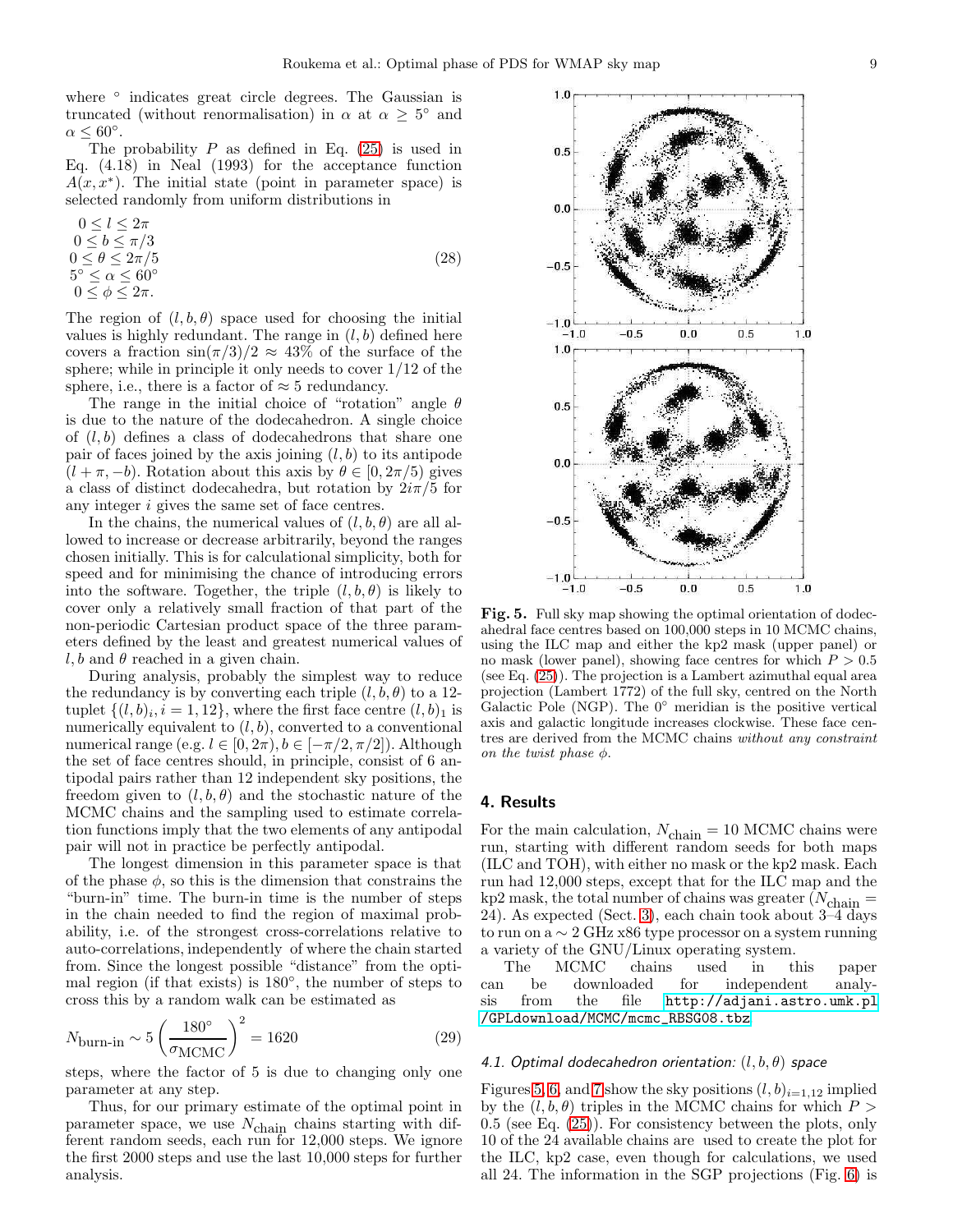where $^\circ$ indicates great circle degrees. The Gaussian is truncated (without renormalisation) in $\alpha$ at $\alpha \geq 5^\circ$ and $\alpha \leq 60^\circ$.

The probability $P$ as defined in Eq. (25) is used in Eq. (4.18) in Neal (1993) for the acceptance function $A(x, x^*)$. The initial state (point in parameter space) is selected randomly from uniform distributions in

$$
\begin{array}{l}
0 \leq l \leq 2\pi \\
0 \leq b \leq \pi/3 \\
0 \leq \theta \leq 2\pi/5 \\
5^\circ \leq \alpha \leq 60^\circ \\
0 \leq \phi \leq 2\pi.
\end{array}
\tag{28}
$$

The region of $(l, b, \theta)$ space used for choosing the initial values is highly redundant. The range in $(l, b)$ defined here covers a fraction $\sin(\pi/3)/2 \approx 43\%$ of the surface of the sphere; while in principle it only needs to cover 1/12 of the sphere, i.e., there is a factor of $\approx 5$ redundancy.

The range in the initial choice of "rotation" angle $\theta$ is due to the nature of the dodecahedron. A single choice of $(l, b)$ defines a class of dodecahedrons that share one pair of faces joined by the axis joining $(l, b)$ to its antipode $(l + \pi, -b)$. Rotation about this axis by $\theta \in [0, 2\pi/5)$ gives a class of distinct dodecahedra, but rotation by $2i\pi/5$ for any integer $i$ gives the same set of face centres.

In the chains, the numerical values of $(l, b, \theta)$ are all allowed to increase or decrease arbitrarily, beyond the ranges chosen initially. This is for calculational simplicity, both for speed and for minimising the chance of introducing errors into the software. Together, the triple $(l, b, \theta)$ is likely to cover only a relatively small fraction of that part of the non-periodic Cartesian product space of the three parameters defined by the least and greatest numerical values of $l, b$ and $\theta$ reached in a given chain.

During analysis, probably the simplest way to reduce the redundancy is by converting each triple $(l, b, \theta)$ to a 12-tuplet $\{(l, b)_i, i = 1, 12\}$, where the first face centre $(l, b)_1$ is numerically equivalent to $(l, b)$, converted to a conventional numerical range (e.g. $l \in [0, 2\pi), b \in [-\pi/2, \pi/2]$). Although the set of face centres should, in principle, consist of 6 antipodal pairs rather than 12 independent sky positions, the freedom given to $(l, b, \theta)$ and the stochastic nature of the MCMC chains and the sampling used to estimate correlation functions imply that the two elements of any antipodal pair will not in practice be perfectly antipodal.

The longest dimension in this parameter space is that of the phase $\phi$, so this is the dimension that constrains the "burn-in" time. The burn-in time is the number of steps in the chain needed to find the region of maximal probability, i.e. of the strongest cross-correlations relative to auto-correlations, independently of where the chain started from. Since the longest possible "distance" from the optimal region (if that exists) is $180^\circ$, the number of steps to cross this by a random walk can be estimated as

$$
N_{\text{burn-in}} \sim 5 \left( \frac{180^\circ}{\sigma_{\text{MCMC}}} \right)^2 = 1620 \tag{29}
$$

steps, where the factor of 5 is due to changing only one parameter at any step.

Thus, for our primary estimate of the optimal point in parameter space, we use $N_{\text{chain}}$ chains starting with different random seeds, each run for 12,000 steps. We ignore the first 2000 steps and use the last 10,000 steps for further analysis.

**Fig. 5.** Full sky map showing the optimal orientation of dodecahedral face centres based on 100,000 steps in 10 MCMC chains, using the ILC map and either the kp2 mask (upper panel) or no mask (lower panel), showing face centres for which $P > 0.5$ (see Eq. (25)). The projection is a Lambert azimuthal equal area projection (Lambert 1772) of the full sky, centred on the North Galactic Pole (NGP). The $0^\circ$ meridian is the positive vertical axis and galactic longitude increases clockwise. These face centres are derived from the MCMC chains *without any constraint on the twist phase* $\phi$.

## 4. Results

For the main calculation, $N_{\text{chain}} = 10$ MCMC chains were run, starting with different random seeds for both maps (ILC and TOH), with either no mask or the kp2 mask. Each run had 12,000 steps, except that for the ILC map and the kp2 mask, the total number of chains was greater ($N_{\text{chain}} = 24$). As expected (Sect. 3), each chain took about 3–4 days to run on a $\sim 2$ GHz x86 type processor on a system running a variety of the GNU/Linux operating system.

The MCMC chains used in this paper can be downloaded for independent analysis from the file http://adjani.astro.umk.pl/GPLdownload/MCMC/mcmc_RBSG08.tbz

### 4.1. Optimal dodecahedron orientation: $(l, b, \theta)$ space

Figures 5, 6, and 7 show the sky positions $(l, b)_{i=1,12}$ implied by the $(l, b, \theta)$ triples in the MCMC chains for which $P > 0.5$ (see Eq. (25)). For consistency between the plots, only 10 of the 24 available chains are used to create the plot for the ILC, kp2 case, even though for calculations, we used all 24. The information in the SGP projections (Fig. 6) is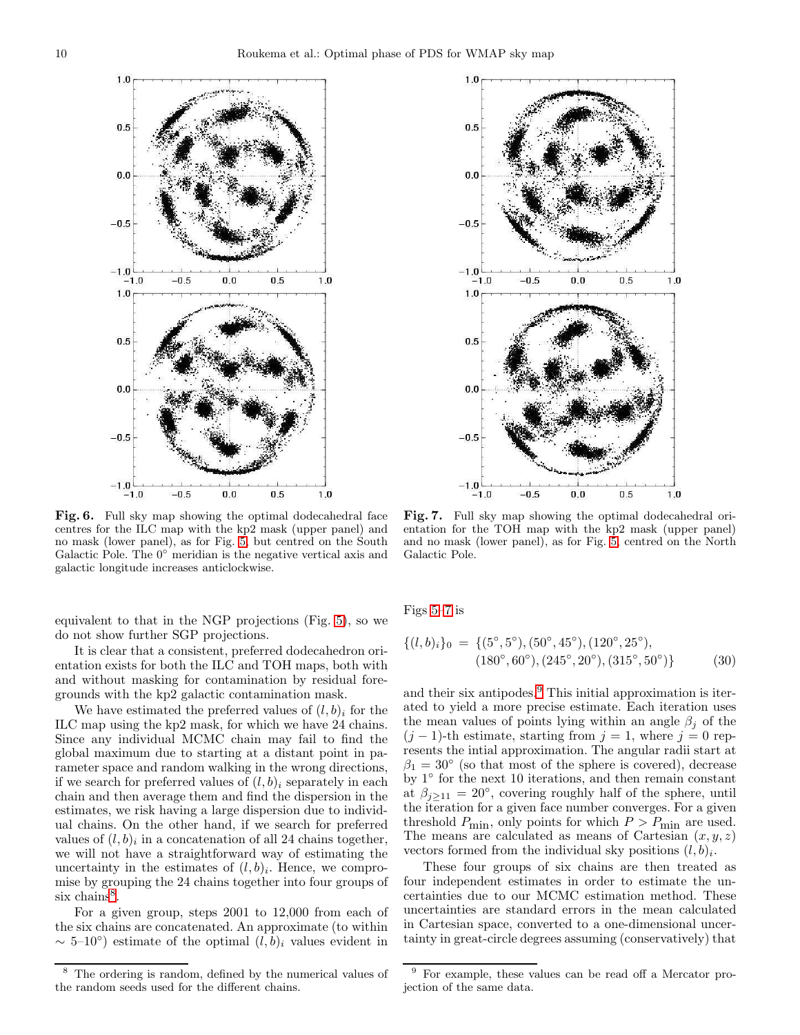**Fig. 6.** Full sky map showing the optimal dodecahedral face centres for the ILC map with the kp2 mask (upper panel) and no mask (lower panel), as for Fig. 5, but centred on the South Galactic Pole. The 0° meridian is the negative vertical axis and galactic longitude increases anticlockwise.

**Fig. 7.** Full sky map showing the optimal dodecahedral orientation for the TOH map with the kp2 mask (upper panel) and no mask (lower panel), as for Fig. 5, centred on the North Galactic Pole.

equivalent to that in the NGP projections (Fig. 5), so we do not show further SGP projections.

It is clear that a consistent, preferred dodecahedron orientation exists for both the ILC and TOH maps, both with and without masking for contamination by residual foregrounds with the kp2 galactic contamination mask.

We have estimated the preferred values of $(l,b)_i$ for the ILC map using the kp2 mask, for which we have 24 chains. Since any individual MCMC chain may fail to find the global maximum due to starting at a distant point in parameter space and random walking in the wrong directions, if we search for preferred values of $(l,b)_i$ separately in each chain and then average them and find the dispersion in the estimates, we risk having a large dispersion due to individual chains. On the other hand, if we search for preferred values of $(l,b)_i$ in a concatenation of all 24 chains together, we will not have a straightforward way of estimating the uncertainty in the estimates of $(l,b)_i$. Hence, we compromise by grouping the 24 chains together into four groups of six chains[8].

For a given group, steps 2001 to 12,000 from each of the six chains are concatenated. An approximate (to within $\sim$ 5–10°) estimate of the optimal $(l,b)_i$ values evident in Figs 5–7 is

$$\{(l,b)_i\}_0 = \{(5°,5°),(50°,45°),(120°,25°), (180°,60°),(245°,20°),(315°,50°)\} \quad (30)$$

and their six antipodes.[9] This initial approximation is iterated to yield a more precise estimate. Each iteration uses the mean values of points lying within an angle $\beta_j$ of the $(j-1)$-th estimate, starting from $j=1$, where $j=0$ represents the intial approximation. The angular radii start at $\beta_1 = 30°$ (so that most of the sphere is covered), decrease by 1° for the next 10 iterations, and then remain constant at $\beta_{j\geq 11} = 20°$, covering roughly half of the sphere, until the iteration for a given face number converges. For a given threshold $P_{\mathrm{min}}$, only points for which $P > P_{\mathrm{min}}$ are used. The means are calculated as means of Cartesian $(x,y,z)$ vectors formed from the individual sky positions $(l,b)_i$.

These four groups of six chains are then treated as four independent estimates in order to estimate the uncertainties due to our MCMC estimation method. These uncertainties are standard errors in the mean calculated in Cartesian space, converted to a one-dimensional uncertainty in great-circle degrees assuming (conservatively) that

[8] The ordering is random, defined by the numerical values of the random seeds used for the different chains.

[9] For example, these values can be read off a Mercator projection of the same data.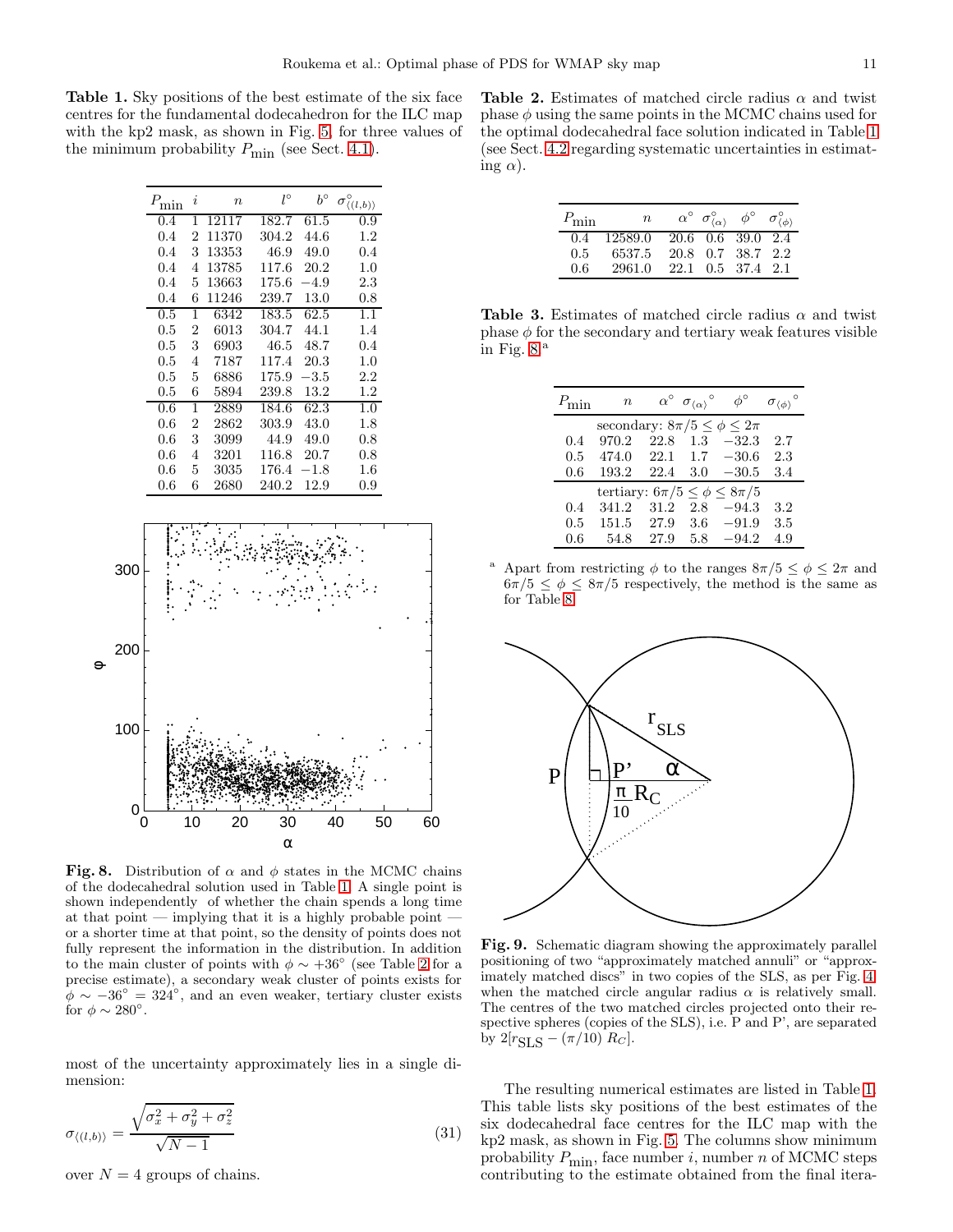**Table 1.** Sky positions of the best estimate of the six face centres for the fundamental dodecahedron for the ILC map with the kp2 mask, as shown in Fig. 5, for three values of the minimum probability $P_{\min}$ (see Sect. 4.1).

| $P_{\min}$ | $i$ | $n$ | $l^\circ$ | $b^\circ$ | $\sigma^\circ_{\langle(l,b)\rangle}$ |
|---|---|---|---|---|---|
| 0.4 | 1 | 12117 | 182.7 | 61.5 | 0.9 |
| 0.4 | 2 | 11370 | 304.2 | 44.6 | 1.2 |
| 0.4 | 3 | 13353 | 46.9 | 49.0 | 0.4 |
| 0.4 | 4 | 13785 | 117.6 | 20.2 | 1.0 |
| 0.4 | 5 | 13663 | 175.6 | −4.9 | 2.3 |
| 0.4 | 6 | 11246 | 239.7 | 13.0 | 0.8 |
| 0.5 | 1 | 6342 | 183.5 | 62.5 | 1.1 |
| 0.5 | 2 | 6013 | 304.7 | 44.1 | 1.4 |
| 0.5 | 3 | 6903 | 46.5 | 48.7 | 0.4 |
| 0.5 | 4 | 7187 | 117.4 | 20.3 | 1.0 |
| 0.5 | 5 | 6886 | 175.9 | −3.5 | 2.2 |
| 0.5 | 6 | 5894 | 239.8 | 13.2 | 1.2 |
| 0.6 | 1 | 2889 | 184.6 | 62.3 | 1.0 |
| 0.6 | 2 | 2862 | 303.9 | 43.0 | 1.8 |
| 0.6 | 3 | 3099 | 44.9 | 49.0 | 0.8 |
| 0.6 | 4 | 3201 | 116.8 | 20.7 | 0.8 |
| 0.6 | 5 | 3035 | 176.4 | −1.8 | 1.6 |
| 0.6 | 6 | 2680 | 240.2 | 12.9 | 0.9 |

**Fig. 8.** Distribution of $\alpha$ and $\phi$ states in the MCMC chains of the dodecahedral solution used in Table 1. A single point is shown independently of whether the chain spends a long time at that point — implying that it is a highly probable point — or a shorter time at that point, so the density of points does not fully represent the information in the distribution. In addition to the main cluster of points with $\phi \sim +36^\circ$ (see Table 2 for a precise estimate), a secondary weak cluster of points exists for $\phi \sim -36^\circ = 324^\circ$, and an even weaker, tertiary cluster exists for $\phi \sim 280^\circ$.

most of the uncertainty approximately lies in a single dimension:

$$\sigma_{\langle(l,b)\rangle} = \frac{\sqrt{\sigma_x^2 + \sigma_y^2 + \sigma_z^2}}{\sqrt{N-1}} \tag{31}$$

over $N = 4$ groups of chains.

**Table 2.** Estimates of matched circle radius $\alpha$ and twist phase $\phi$ using the same points in the MCMC chains used for the optimal dodecahedral face solution indicated in Table 1 (see Sect. 4.2 regarding systematic uncertainties in estimating $\alpha$).

| $P_{\min}$ | $n$ | $\alpha^\circ$ | $\sigma^\circ_{\langle\alpha\rangle}$ | $\phi^\circ$ | $\sigma^\circ_{\langle\phi\rangle}$ |
|---|---|---|---|---|---|
| 0.4 | 12589.0 | 20.6 | 0.6 | 39.0 | 2.4 |
| 0.5 | 6537.5 | 20.8 | 0.7 | 38.7 | 2.2 |
| 0.6 | 2961.0 | 22.1 | 0.5 | 37.4 | 2.1 |

**Table 3.** Estimates of matched circle radius $\alpha$ and twist phase $\phi$ for the secondary and tertiary weak features visible in Fig. 8.[a]

| $P_{\min}$ | $n$ | $\alpha^\circ$ | $\sigma_{\langle\alpha\rangle}{}^\circ$ | $\phi^\circ$ | $\sigma_{\langle\phi\rangle}{}^\circ$ |
|---|---|---|---|---|---|
| secondary: $8\pi/5 \le \phi \le 2\pi$ | | | | | |
| 0.4 | 970.2 | 22.8 | 1.3 | −32.3 | 2.7 |
| 0.5 | 474.0 | 22.1 | 1.7 | −30.6 | 2.3 |
| 0.6 | 193.2 | 22.4 | 3.0 | −30.5 | 3.4 |
| tertiary: $6\pi/5 \le \phi \le 8\pi/5$ | | | | | |
| 0.4 | 341.2 | 31.2 | 2.8 | −94.3 | 3.2 |
| 0.5 | 151.5 | 27.9 | 3.6 | −91.9 | 3.5 |
| 0.6 | 54.8 | 27.9 | 5.8 | −94.2 | 4.9 |

[a] Apart from restricting $\phi$ to the ranges $8\pi/5 \le \phi \le 2\pi$ and $6\pi/5 \le \phi \le 8\pi/5$ respectively, the method is the same as for Table 8.

**Fig. 9.** Schematic diagram showing the approximately parallel positioning of two "approximately matched annuli" or "approximately matched discs" in two copies of the SLS, as per Fig. 4, when the matched circle angular radius $\alpha$ is relatively small. The centres of the two matched circles projected onto their respective spheres (copies of the SLS), i.e. P and P', are separated by $2[r_{\mathrm{SLS}} - (\pi/10)\, R_C]$.

The resulting numerical estimates are listed in Table 1. This table lists sky positions of the best estimates of the six dodecahedral face centres for the ILC map with the kp2 mask, as shown in Fig. 5. The columns show minimum probability $P_{\min}$, face number $i$, number $n$ of MCMC steps contributing to the estimate obtained from the final itera-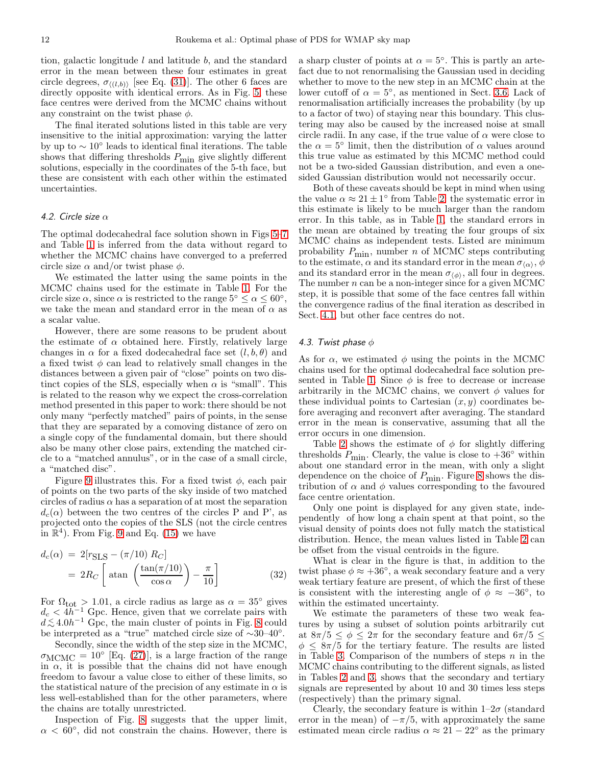tion, galactic longitude $l$ and latitude $b$, and the standard error in the mean between these four estimates in great circle degrees, $\sigma_{\langle(l,b)\rangle}$ [see Eq. (31)]. The other 6 faces are directly opposite with identical errors. As in Fig. 5, these face centres were derived from the MCMC chains without any constraint on the twist phase $\phi$.

The final iterated solutions listed in this table are very insensitive to the initial approximation: varying the latter by up to $\sim 10°$ leads to identical final iterations. The table shows that differing thresholds $P_{\min}$ give slightly different solutions, especially in the coordinates of the 5-th face, but these are consistent with each other within the estimated uncertainties.

### 4.2. Circle size $\alpha$

The optimal dodecahedral face solution shown in Figs 5–7 and Table 1 is inferred from the data without regard to whether the MCMC chains have converged to a preferred circle size $\alpha$ and/or twist phase $\phi$.

We estimated the latter using the same points in the MCMC chains used for the estimate in Table 1. For the circle size $\alpha$, since $\alpha$ is restricted to the range $5° \leq \alpha \leq 60°$, we take the mean and standard error in the mean of $\alpha$ as a scalar value.

However, there are some reasons to be prudent about the estimate of $\alpha$ obtained here. Firstly, relatively large changes in $\alpha$ for a fixed dodecahedral face set $(l, b, \theta)$ and a fixed twist $\phi$ can lead to relatively small changes in the distances between a given pair of "close" points on two distinct copies of the SLS, especially when $\alpha$ is "small". This is related to the reason why we expect the cross-correlation method presented in this paper to work: there should be not only many "perfectly matched" pairs of points, in the sense that they are separated by a comoving distance of zero on a single copy of the fundamental domain, but there should also be many other close pairs, extending the matched circle to a "matched annulus", or in the case of a small circle, a "matched disc".

Figure 9 illustrates this. For a fixed twist $\phi$, each pair of points on the two parts of the sky inside of two matched circles of radius $\alpha$ has a separation of at most the separation $d_c(\alpha)$ between the two centres of the circles P and P', as projected onto the copies of the SLS (not the circle centres in $\mathbb{R}^4$). From Fig. 9 and Eq. (15) we have

$$
\begin{aligned}
d_c(\alpha) &= 2[r_{\mathrm{SLS}} - (\pi/10)\ R_C] \\
&= 2R_C \left[ \operatorname{atan}\left(\frac{\tan(\pi/10)}{\cos\alpha}\right) - \frac{\pi}{10} \right]
\end{aligned}
\tag{32}
$$

For $\Omega_{\mathrm{tot}} > 1.01$, a circle radius as large as $\alpha = 35°$ gives $d_c < 4h^{-1}$ Gpc. Hence, given that we correlate pairs with $d \lesssim 4.0h^{-1}$ Gpc, the main cluster of points in Fig. 8 could be interpreted as a "true" matched circle size of $\sim$30–40°.

Secondly, since the width of the step size in the MCMC, $\sigma_{\mathrm{MCMC}} = 10°$ [Eq. (27)], is a large fraction of the range in $\alpha$, it is possible that the chains did not have enough freedom to favour a value close to either of these limits, so the statistical nature of the precision of any estimate in $\alpha$ is less well-established than for the other parameters, where the chains are totally unrestricted.

Inspection of Fig. 8 suggests that the upper limit, $\alpha < 60°$, did not constrain the chains. However, there is a sharp cluster of points at $\alpha = 5°$. This is partly an artefact due to not renormalising the Gaussian used in deciding whether to move to the new step in an MCMC chain at the lower cutoff of $\alpha = 5°$, as mentioned in Sect. 3.6. Lack of renormalisation artificially increases the probability (by up to a factor of two) of staying near this boundary. This clustering may also be caused by the increased noise at small circle radii. In any case, if the true value of $\alpha$ were close to the $\alpha = 5°$ limit, then the distribution of $\alpha$ values around this true value as estimated by this MCMC method could not be a two-sided Gaussian distribution, and even a one-sided Gaussian distribution would not necessarily occur.

Both of these caveats should be kept in mind when using the value $\alpha \approx 21 \pm 1°$ from Table 2: the systematic error in this estimate is likely to be much larger than the random error. In this table, as in Table 1, the standard errors in the mean are obtained by treating the four groups of six MCMC chains as independent tests. Listed are minimum probability $P_{\min}$, number $n$ of MCMC steps contributing to the estimate, $\alpha$ and its standard error in the mean $\sigma_{\langle\alpha\rangle}$, $\phi$ and its standard error in the mean $\sigma_{\langle\phi\rangle}$, all four in degrees. The number $n$ can be a non-integer since for a given MCMC step, it is possible that some of the face centres fall within the convergence radius of the final iteration as described in Sect. 4.1, but other face centres do not.

### 4.3. Twist phase $\phi$

As for $\alpha$, we estimated $\phi$ using the points in the MCMC chains used for the optimal dodecahedral face solution presented in Table 1. Since $\phi$ is free to decrease or increase arbitrarily in the MCMC chains, we convert $\phi$ values for these individual points to Cartesian $(x, y)$ coordinates before averaging and reconvert after averaging. The standard error in the mean is conservative, assuming that all the error occurs in one dimension.

Table 2 shows the estimate of $\phi$ for slightly differing thresholds $P_{\min}$. Clearly, the value is close to $+36°$ within about one standard error in the mean, with only a slight dependence on the choice of $P_{\min}$. Figure 8 shows the distribution of $\alpha$ and $\phi$ values corresponding to the favoured face centre orientation.

Only one point is displayed for any given state, independently of how long a chain spent at that point, so the visual density of points does not fully match the statistical distribution. Hence, the mean values listed in Table 2 can be offset from the visual centroids in the figure.

What is clear in the figure is that, in addition to the twist phase $\phi \approx +36°$, a weak secondary feature and a very weak tertiary feature are present, of which the first of these is consistent with the interesting angle of $\phi \approx -36°$, to within the estimated uncertainty.

We estimate the parameters of these two weak features by using a subset of solution points arbitrarily cut at $8\pi/5 \leq \phi \leq 2\pi$ for the secondary feature and $6\pi/5 \leq \phi \leq 8\pi/5$ for the tertiary feature. The results are listed in Table 3. Comparison of the numbers of steps $n$ in the MCMC chains contributing to the different signals, as listed in Tables 2 and 3, shows that the secondary and tertiary signals are represented by about 10 and 30 times less steps (respectively) than the primary signal.

Clearly, the secondary feature is within 1–2$\sigma$ (standard error in the mean) of $-\pi/5$, with approximately the same estimated mean circle radius $\alpha \approx 21 - 22°$ as the primary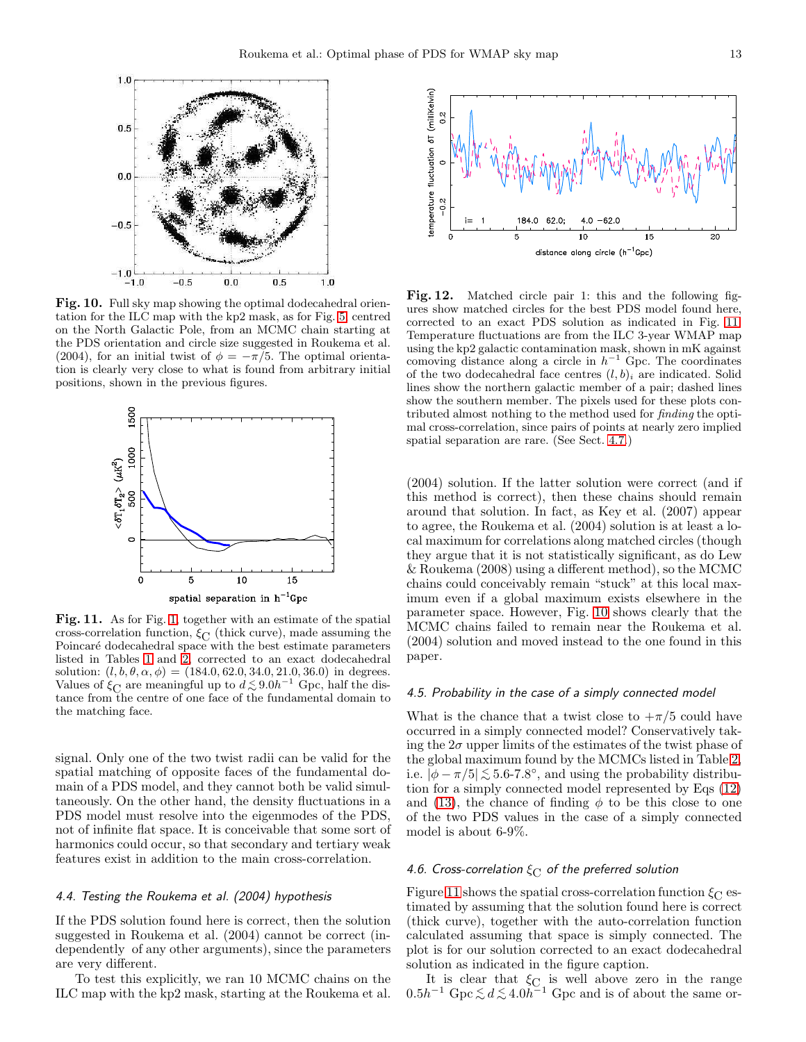**Fig. 10.** Full sky map showing the optimal dodecahedral orientation for the ILC map with the kp2 mask, as for Fig. 5, centred on the North Galactic Pole, from an MCMC chain starting at the PDS orientation and circle size suggested in Roukema et al. (2004), for an initial twist of $\phi = -\pi/5$. The optimal orientation is clearly very close to what is found from arbitrary initial positions, shown in the previous figures.

**Fig. 11.** As for Fig. 1, together with an estimate of the spatial cross-correlation function, $\xi_C$ (thick curve), made assuming the Poincaré dodecahedral space with the best estimate parameters listed in Tables 1 and 2, corrected to an exact dodecahedral solution: $(l, b, \theta, \alpha, \phi) = (184.0, 62.0, 34.0, 21.0, 36.0)$ in degrees. Values of $\xi_C$ are meaningful up to $d \lesssim 9.0 h^{-1}$ Gpc, half the distance from the centre of one face of the fundamental domain to the matching face.

signal. Only one of the two twist radii can be valid for the spatial matching of opposite faces of the fundamental domain of a PDS model, and they cannot both be valid simultaneously. On the other hand, the density fluctuations in a PDS model must resolve into the eigenmodes of the PDS, not of infinite flat space. It is conceivable that some sort of harmonics could occur, so that secondary and tertiary weak features exist in addition to the main cross-correlation.

### 4.4. Testing the Roukema et al. (2004) hypothesis

If the PDS solution found here is correct, then the solution suggested in Roukema et al. (2004) cannot be correct (independently of any other arguments), since the parameters are very different.

To test this explicitly, we ran 10 MCMC chains on the ILC map with the kp2 mask, starting at the Roukema et al. (2004) solution. If the latter solution were correct (and if this method is correct), then these chains should remain around that solution. In fact, as Key et al. (2007) appear to agree, the Roukema et al. (2004) solution is at least a local maximum for correlations along matched circles (though they argue that it is not statistically significant, as do Lew & Roukema (2008) using a different method), so the MCMC chains could conceivably remain "stuck" at this local maximum even if a global maximum exists elsewhere in the parameter space. However, Fig. 10 shows clearly that the MCMC chains failed to remain near the Roukema et al. (2004) solution and moved instead to the one found in this paper.

**Fig. 12.** Matched circle pair 1: this and the following figures show matched circles for the best PDS model found here, corrected to an exact PDS solution as indicated in Fig. 11. Temperature fluctuations are from the ILC 3-year WMAP map using the kp2 galactic contamination mask, shown in mK against comoving distance along a circle in $h^{-1}$ Gpc. The coordinates of the two dodecahedral face centres $(l, b)_i$ are indicated. Solid lines show the northern galactic member of a pair; dashed lines show the southern member. The pixels used for these plots contributed almost nothing to the method used for *finding* the optimal cross-correlation, since pairs of points at nearly zero implied spatial separation are rare. (See Sect. 4.7.)

### 4.5. Probability in the case of a simply connected model

What is the chance that a twist close to $+\pi/5$ could have occurred in a simply connected model? Conservatively taking the $2\sigma$ upper limits of the estimates of the twist phase of the global maximum found by the MCMCs listed in Table 2, i.e. $|\phi - \pi/5| \lesssim 5.6$-$7.8°$, and using the probability distribution for a simply connected model represented by Eqs (12) and (13), the chance of finding $\phi$ to be this close to one of the two PDS values in the case of a simply connected model is about 6-9%.

### 4.6. Cross-correlation $\xi_C$ of the preferred solution

Figure 11 shows the spatial cross-correlation function $\xi_C$ estimated by assuming that the solution found here is correct (thick curve), together with the auto-correlation function calculated assuming that space is simply connected. The plot is for our solution corrected to an exact dodecahedral solution as indicated in the figure caption.

It is clear that $\xi_C$ is well above zero in the range $0.5 h^{-1}$ Gpc $\lesssim d \lesssim 4.0 h^{-1}$ Gpc and is of about the same or-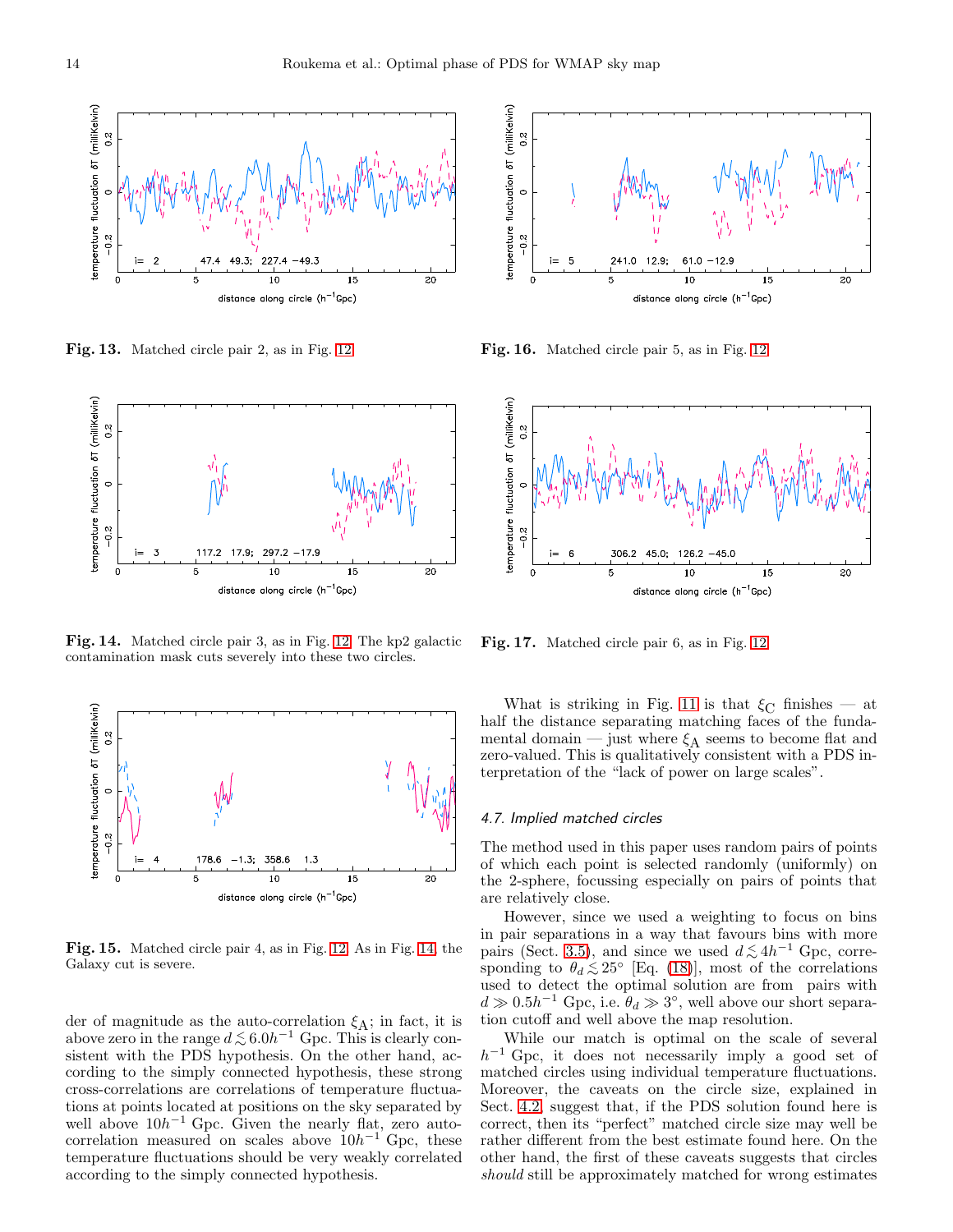Fig. 13. Matched circle pair 2, as in Fig. 12.

Fig. 14. Matched circle pair 3, as in Fig. 12. The kp2 galactic contamination mask cuts severely into these two circles.

Fig. 15. Matched circle pair 4, as in Fig. 12. As in Fig. 14, the Galaxy cut is severe.

Fig. 16. Matched circle pair 5, as in Fig. 12.

Fig. 17. Matched circle pair 6, as in Fig. 12.

der of magnitude as the auto-correlation $\xi_A$; in fact, it is above zero in the range $d \lesssim 6.0 h^{-1}$ Gpc. This is clearly consistent with the PDS hypothesis. On the other hand, according to the simply connected hypothesis, these strong cross-correlations are correlations of temperature fluctuations at points located at positions on the sky separated by well above $10 h^{-1}$ Gpc. Given the nearly flat, zero autocorrelation measured on scales above $10 h^{-1}$ Gpc, these temperature fluctuations should be very weakly correlated according to the simply connected hypothesis.

What is striking in Fig. 11 is that $\xi_C$ finishes — at half the distance separating matching faces of the fundamental domain — just where $\xi_A$ seems to become flat and zero-valued. This is qualitatively consistent with a PDS interpretation of the "lack of power on large scales".

### 4.7. Implied matched circles

The method used in this paper uses random pairs of points of which each point is selected randomly (uniformly) on the 2-sphere, focussing especially on pairs of points that are relatively close.

However, since we used a weighting to focus on bins in pair separations in a way that favours bins with more pairs (Sect. 3.5), and since we used $d \lesssim 4 h^{-1}$ Gpc, corresponding to $\theta_d \lesssim 25°$ [Eq. (18)], most of the correlations used to detect the optimal solution are from pairs with $d \gg 0.5 h^{-1}$ Gpc, i.e. $\theta_d \gg 3°$, well above our short separation cutoff and well above the map resolution.

While our match is optimal on the scale of several $h^{-1}$ Gpc, it does not necessarily imply a good set of matched circles using individual temperature fluctuations. Moreover, the caveats on the circle size, explained in Sect. 4.2, suggest that, if the PDS solution found here is correct, then its "perfect" matched circle size may well be rather different from the best estimate found here. On the other hand, the first of these caveats suggests that circles *should* still be approximately matched for wrong estimates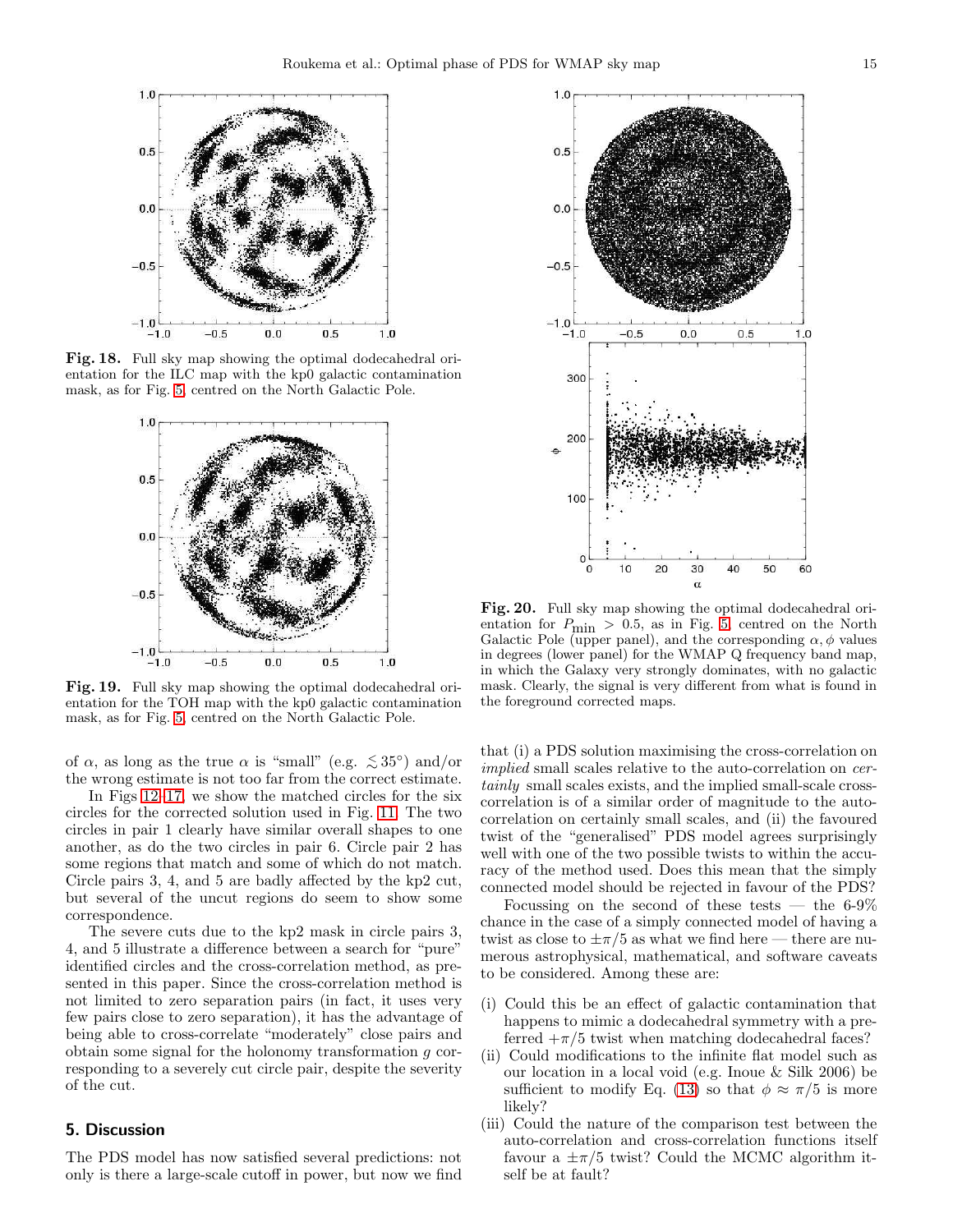**Fig. 18.** Full sky map showing the optimal dodecahedral orientation for the ILC map with the kp0 galactic contamination mask, as for Fig. 5, centred on the North Galactic Pole.

**Fig. 19.** Full sky map showing the optimal dodecahedral orientation for the TOH map with the kp0 galactic contamination mask, as for Fig. 5, centred on the North Galactic Pole.

**Fig. 20.** Full sky map showing the optimal dodecahedral orientation for $P_{\mathrm{min}} > 0.5$, as in Fig. 5, centred on the North Galactic Pole (upper panel), and the corresponding $\alpha, \phi$ values in degrees (lower panel) for the WMAP Q frequency band map, in which the Galaxy very strongly dominates, with no galactic mask. Clearly, the signal is very different from what is found in the foreground corrected maps.

of $\alpha$, as long as the true $\alpha$ is "small" (e.g. $\lesssim 35°$) and/or the wrong estimate is not too far from the correct estimate.

In Figs 12–17, we show the matched circles for the six circles for the corrected solution used in Fig. 11. The two circles in pair 1 clearly have similar overall shapes to one another, as do the two circles in pair 6. Circle pair 2 has some regions that match and some of which do not match. Circle pairs 3, 4, and 5 are badly affected by the kp2 cut, but several of the uncut regions do seem to show some correspondence.

The severe cuts due to the kp2 mask in circle pairs 3, 4, and 5 illustrate a difference between a search for "pure" identified circles and the cross-correlation method, as presented in this paper. Since the cross-correlation method is not limited to zero separation pairs (in fact, it uses very few pairs close to zero separation), it has the advantage of being able to cross-correlate "moderately" close pairs and obtain some signal for the holonomy transformation $g$ corresponding to a severely cut circle pair, despite the severity of the cut.

## 5. Discussion

The PDS model has now satisfied several predictions: not only is there a large-scale cutoff in power, but now we find that (i) a PDS solution maximising the cross-correlation on *implied* small scales relative to the auto-correlation on *certainly* small scales exists, and the implied small-scale cross-correlation is of a similar order of magnitude to the auto-correlation on certainly small scales, and (ii) the favoured twist of the "generalised" PDS model agrees surprisingly well with one of the two possible twists to within the accuracy of the method used. Does this mean that the simply connected model should be rejected in favour of the PDS?

Focussing on the second of these tests — the 6-9% chance in the case of a simply connected model of having a twist as close to $\pm\pi/5$ as what we find here — there are numerous astrophysical, mathematical, and software caveats to be considered. Among these are:

(i) Could this be an effect of galactic contamination that happens to mimic a dodecahedral symmetry with a preferred $+\pi/5$ twist when matching dodecahedral faces?
(ii) Could modifications to the infinite flat model such as our location in a local void (e.g. Inoue & Silk 2006) be sufficient to modify Eq. (13) so that $\phi \approx \pi/5$ is more likely?
(iii) Could the nature of the comparison test between the auto-correlation and cross-correlation functions itself favour a $\pm\pi/5$ twist? Could the MCMC algorithm itself be at fault?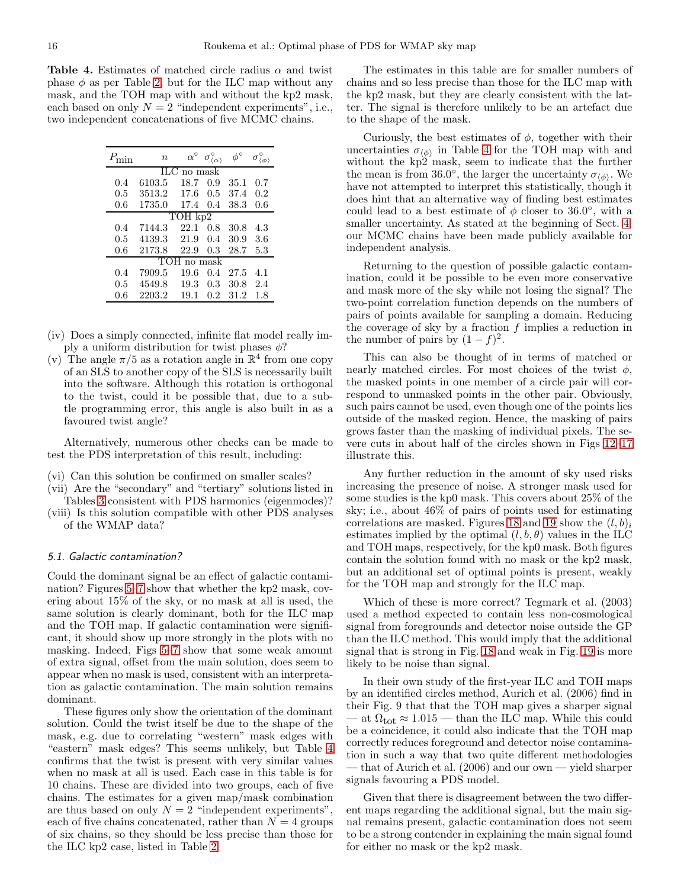**Table 4.** Estimates of matched circle radius $\alpha$ and twist phase $\phi$ as per Table 2, but for the ILC map without any mask, and the TOH map with and without the kp2 mask, each based on only $N = 2$ "independent experiments", i.e., two independent concatenations of five MCMC chains.

| $P_{\min}$ | $n$ | $\alpha^\circ$ | $\sigma^\circ_{\langle\alpha\rangle}$ | $\phi^\circ$ | $\sigma^\circ_{\langle\phi\rangle}$ |
|---|---|---|---|---|---|
| ILC no mask | | | | | |
| 0.4 | 6103.5 | 18.7 | 0.9 | 35.1 | 0.7 |
| 0.5 | 3513.2 | 17.6 | 0.5 | 37.4 | 0.2 |
| 0.6 | 1735.0 | 17.4 | 0.4 | 38.3 | 0.6 |
| TOH kp2 | | | | | |
| 0.4 | 7144.3 | 22.1 | 0.8 | 30.8 | 4.3 |
| 0.5 | 4139.3 | 21.9 | 0.4 | 30.9 | 3.6 |
| 0.6 | 2173.8 | 22.9 | 0.3 | 28.7 | 5.3 |
| TOH no mask | | | | | |
| 0.4 | 7909.5 | 19.6 | 0.4 | 27.5 | 4.1 |
| 0.5 | 4549.8 | 19.3 | 0.3 | 30.8 | 2.4 |
| 0.6 | 2203.2 | 19.1 | 0.2 | 31.2 | 1.8 |

(iv) Does a simply connected, infinite flat model really imply a uniform distribution for twist phases $\phi$?

(v) The angle $\pi/5$ as a rotation angle in $\mathbb{R}^4$ from one copy of an SLS to another copy of the SLS is necessarily built into the software. Although this rotation is orthogonal to the twist, could it be possible that, due to a subtle programming error, this angle is also built in as a favoured twist angle?

Alternatively, numerous other checks can be made to test the PDS interpretation of this result, including:

(vi) Can this solution be confirmed on smaller scales?

(vii) Are the "secondary" and "tertiary" solutions listed in Tables 3 consistent with PDS harmonics (eigenmodes)?

(viii) Is this solution compatible with other PDS analyses of the WMAP data?

### 5.1. Galactic contamination?

Could the dominant signal be an effect of galactic contamination? Figures 5–7 show that whether the kp2 mask, covering about 15% of the sky, or no mask at all is used, the same solution is clearly dominant, both for the ILC map and the TOH map. If galactic contamination were significant, it should show up more strongly in the plots with no masking. Indeed, Figs 5–7 show that some weak amount of extra signal, offset from the main solution, does seem to appear when no mask is used, consistent with an interpretation as galactic contamination. The main solution remains dominant.

These figures only show the orientation of the dominant solution. Could the twist itself be due to the shape of the mask, e.g. due to correlating "western" mask edges with "eastern" mask edges? This seems unlikely, but Table 4 confirms that the twist is present with very similar values when no mask at all is used. Each case in this table is for 10 chains. These are divided into two groups, each of five chains. The estimates for a given map/mask combination are thus based on only $N = 2$ "independent experiments", each of five chains concatenated, rather than $N = 4$ groups of six chains, so they should be less precise than those for the ILC kp2 case, listed in Table 2.

The estimates in this table are for smaller numbers of chains and so less precise than those for the ILC map with the kp2 mask, but they are clearly consistent with the latter. The signal is therefore unlikely to be an artefact due to the shape of the mask.

Curiously, the best estimates of $\phi$, together with their uncertainties $\sigma_{\langle\phi\rangle}$ in Table 4 for the TOH map with and without the kp2 mask, seem to indicate that the further the mean is from $36.0°$, the larger the uncertainty $\sigma_{\langle\phi\rangle}$. We have not attempted to interpret this statistically, though it does hint that an alternative way of finding best estimates could lead to a best estimate of $\phi$ closer to $36.0°$, with a smaller uncertainty. As stated at the beginning of Sect. 4, our MCMC chains have been made publicly available for independent analysis.

Returning to the question of possible galactic contamination, could it be possible to be even more conservative and mask more of the sky while not losing the signal? The two-point correlation function depends on the numbers of pairs of points available for sampling a domain. Reducing the coverage of sky by a fraction $f$ implies a reduction in the number of pairs by $(1 - f)^2$.

This can also be thought of in terms of matched or nearly matched circles. For most choices of the twist $\phi$, the masked points in one member of a circle pair will correspond to unmasked points in the other pair. Obviously, such pairs cannot be used, even though one of the points lies outside of the masked region. Hence, the masking of pairs grows faster than the masking of individual pixels. The severe cuts in about half of the circles shown in Figs 12–17 illustrate this.

Any further reduction in the amount of sky used risks increasing the presence of noise. A stronger mask used for some studies is the kp0 mask. This covers about 25% of the sky; i.e., about 46% of pairs of points used for estimating correlations are masked. Figures 18 and 19 show the $(l, b)_i$ estimates implied by the optimal $(l, b, \theta)$ values in the ILC and TOH maps, respectively, for the kp0 mask. Both figures contain the solution found with no mask or the kp2 mask, but an additional set of optimal points is present, weakly for the TOH map and strongly for the ILC map.

Which of these is more correct? Tegmark et al. (2003) used a method expected to contain less non-cosmological signal from foregrounds and detector noise outside the GP than the ILC method. This would imply that the additional signal that is strong in Fig. 18 and weak in Fig. 19 is more likely to be noise than signal.

In their own study of the first-year ILC and TOH maps by an identified circles method, Aurich et al. (2006) find in their Fig. 9 that that the TOH map gives a sharper signal — at $\Omega_{\mathrm{tot}} \approx 1.015$ — than the ILC map. While this could be a coincidence, it could also indicate that the TOH map correctly reduces foreground and detector noise contamination in such a way that two quite different methodologies — that of Aurich et al. (2006) and our own — yield sharper signals favouring a PDS model.

Given that there is disagreement between the two different maps regarding the additional signal, but the main signal remains present, galactic contamination does not seem to be a strong contender in explaining the main signal found for either no mask or the kp2 mask.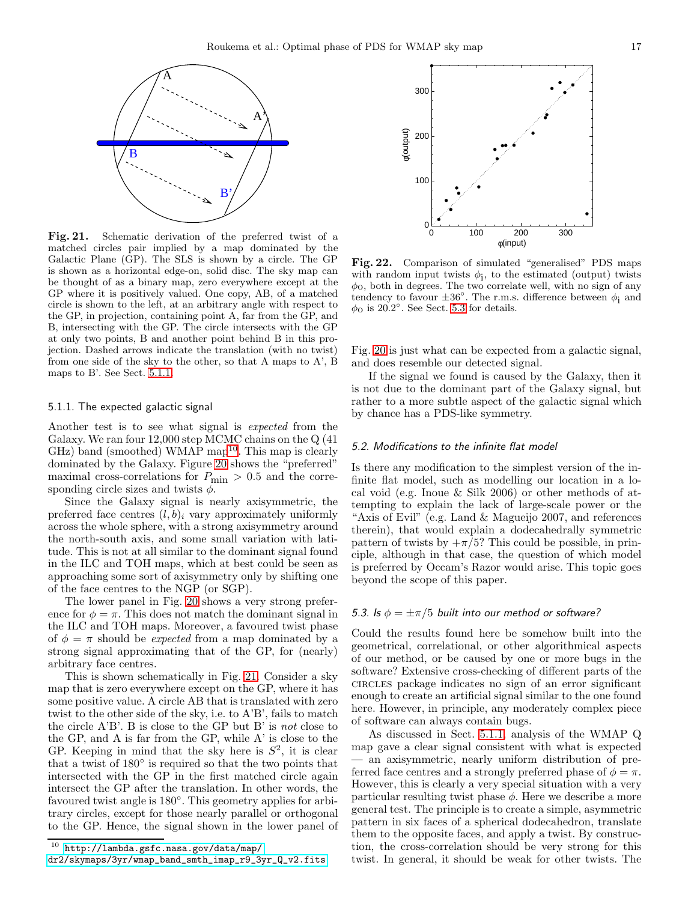**Fig. 21.** Schematic derivation of the preferred twist of a matched circles pair implied by a map dominated by the Galactic Plane (GP). The SLS is shown by a circle. The GP is shown as a horizontal edge-on, solid disc. The sky map can be thought of as a binary map, zero everywhere except at the GP where it is positively valued. One copy, AB, of a matched circle is shown to the left, at an arbitrary angle with respect to the GP, in projection, containing point A, far from the GP, and B, intersecting with the GP. The circle intersects with the GP at only two points, B and another point behind B in this projection. Dashed arrows indicate the translation (with no twist) from one side of the sky to the other, so that A maps to A', B maps to B'. See Sect. 5.1.1.

#### 5.1.1. The expected galactic signal

Another test is to see what signal is *expected* from the Galaxy. We ran four 12,000 step MCMC chains on the Q (41 GHz) band (smoothed) WMAP map[10]. This map is clearly dominated by the Galaxy. Figure 20 shows the "preferred" maximal cross-correlations for $P_{\mathrm{min}} > 0.5$ and the corresponding circle sizes and twists $\phi$.

Since the Galaxy signal is nearly axisymmetric, the preferred face centres $(l, b)_i$ vary approximately uniformly across the whole sphere, with a strong axisymmetry around the north-south axis, and some small variation with latitude. This is not at all similar to the dominant signal found in the ILC and TOH maps, which at best could be seen as approaching some sort of axisymmetry only by shifting one of the face centres to the NGP (or SGP).

The lower panel in Fig. 20 shows a very strong preference for $\phi = \pi$. This does not match the dominant signal in the ILC and TOH maps. Moreover, a favoured twist phase of $\phi = \pi$ should be *expected* from a map dominated by a strong signal approximating that of the GP, for (nearly) arbitrary face centres.

This is shown schematically in Fig. 21. Consider a sky map that is zero everywhere except on the GP, where it has some positive value. A circle AB that is translated with zero twist to the other side of the sky, i.e. to A'B', fails to match the circle A'B'. B is close to the GP but B' is *not* close to the GP, and A is far from the GP, while A' is close to the GP. Keeping in mind that the sky here is $S^2$, it is clear that a twist of 180° is required so that the two points that intersected with the GP in the first matched circle again intersect the GP after the translation. In other words, the favoured twist angle is 180°. This geometry applies for arbitrary circles, except for those nearly parallel or orthogonal to the GP. Hence, the signal shown in the lower panel of Fig. 20 is just what can be expected from a galactic signal, and does resemble our detected signal.

If the signal we found is caused by the Galaxy, then it is not due to the dominant part of the Galaxy signal, but rather to a more subtle aspect of the galactic signal which by chance has a PDS-like symmetry.

[10] http://lambda.gsfc.nasa.gov/data/map/dr2/skymaps/3yr/wmap_band_smth_imap_r9_3yr_Q_v2.fits

**Fig. 22.** Comparison of simulated "generalised" PDS maps with random input twists $\phi_{\mathrm{I}}$, to the estimated (output) twists $\phi_{\mathrm{O}}$, both in degrees. The two correlate well, with no sign of any tendency to favour ±36°. The r.m.s. difference between $\phi_{\mathrm{I}}$ and $\phi_{\mathrm{O}}$ is 20.2°. See Sect. 5.3 for details.

### 5.2. Modifications to the infinite flat model

Is there any modification to the simplest version of the infinite flat model, such as modelling our location in a local void (e.g. Inoue & Silk 2006) or other methods of attempting to explain the lack of large-scale power or the "Axis of Evil" (e.g. Land & Magueijo 2007, and references therein), that would explain a dodecahedrally symmetric pattern of twists by $+\pi/5$? This could be possible, in principle, although in that case, the question of which model is preferred by Occam's Razor would arise. This topic goes beyond the scope of this paper.

### 5.3. Is $\phi = \pm\pi/5$ built into our method or software?

Could the results found here be somehow built into the geometrical, correlational, or other algorithmical aspects of our method, or be caused by one or more bugs in the software? Extensive cross-checking of different parts of the CIRCLES package indicates no sign of an error significant enough to create an artificial signal similar to the one found here. However, in principle, any moderately complex piece of software can always contain bugs.

As discussed in Sect. 5.1.1, analysis of the WMAP Q map gave a clear signal consistent with what is expected — an axisymmetric, nearly uniform distribution of preferred face centres and a strongly preferred phase of $\phi = \pi$. However, this is clearly a very special situation with a very particular resulting twist phase $\phi$. Here we describe a more general test. The principle is to create a simple, asymmetric pattern in six faces of a spherical dodecahedron, translate them to the opposite faces, and apply a twist. By construction, the cross-correlation should be very strong for this twist. In general, it should be weak for other twists. The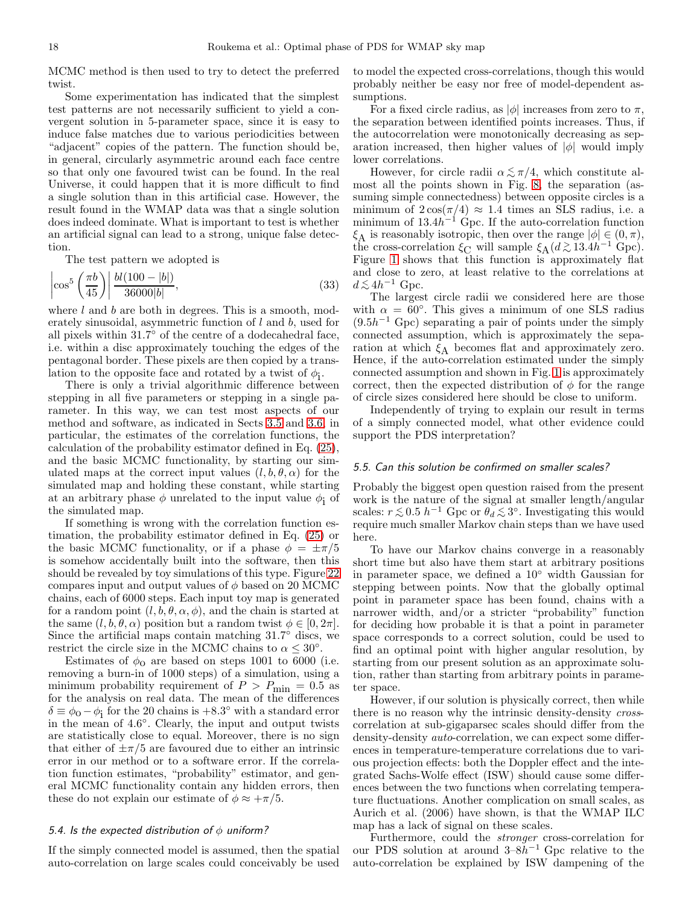MCMC method is then used to try to detect the preferred twist.

Some experimentation has indicated that the simplest test patterns are not necessarily sufficient to yield a convergent solution in 5-parameter space, since it is easy to induce false matches due to various periodicities between "adjacent" copies of the pattern. The function should be, in general, circularly asymmetric around each face centre so that only one favoured twist can be found. In the real Universe, it could happen that it is more difficult to find a single solution than in this artificial case. However, the result found in the WMAP data was that a single solution does indeed dominate. What is important to test is whether an artificial signal can lead to a strong, unique false detection.

The test pattern we adopted is

$$\left|\cos^5\left(\frac{\pi b}{45}\right)\right| \frac{bl(100-|b|)}{36000|b|}, \tag{33}$$

where $l$ and $b$ are both in degrees. This is a smooth, moderately sinusoidal, asymmetric function of $l$ and $b$, used for all pixels within 31.7° of the centre of a dodecahedral face, i.e. within a disc approximately touching the edges of the pentagonal border. These pixels are then copied by a translation to the opposite face and rotated by a twist of $\phi_\mathrm{i}$.

There is only a trivial algorithmic difference between stepping in all five parameters or stepping in a single parameter. In this way, we can test most aspects of our method and software, as indicated in Sects 3.5 and 3.6, in particular, the estimates of the correlation functions, the calculation of the probability estimator defined in Eq. (25), and the basic MCMC functionality, by starting our simulated maps at the correct input values $(l, b, \theta, \alpha)$ for the simulated map and holding these constant, while starting at an arbitrary phase $\phi$ unrelated to the input value $\phi_\mathrm{i}$ of the simulated map.

If something is wrong with the correlation function estimation, the probability estimator defined in Eq. (25) or the basic MCMC functionality, or if a phase $\phi = \pm\pi/5$ is somehow accidentally built into the software, then this should be revealed by toy simulations of this type. Figure 22 compares input and output values of $\phi$ based on 20 MCMC chains, each of 6000 steps. Each input toy map is generated for a random point $(l, b, \theta, \alpha, \phi)$, and the chain is started at the same $(l, b, \theta, \alpha)$ position but a random twist $\phi \in [0, 2\pi]$. Since the artificial maps contain matching 31.7° discs, we restrict the circle size in the MCMC chains to $\alpha \le 30°$.

Estimates of $\phi_\mathrm{o}$ are based on steps 1001 to 6000 (i.e. removing a burn-in of 1000 steps) of a simulation, using a minimum probability requirement of $P > P_\mathrm{min} = 0.5$ as for the analysis on real data. The mean of the differences $\delta \equiv \phi_\mathrm{o} - \phi_\mathrm{i}$ for the 20 chains is $+8.3°$ with a standard error in the mean of 4.6°. Clearly, the input and output twists are statistically close to equal. Moreover, there is no sign that either of $\pm\pi/5$ are favoured due to either an intrinsic error in our method or to a software error. If the correlation function estimates, "probability" estimator, and general MCMC functionality contain any hidden errors, then these do not explain our estimate of $\phi \approx +\pi/5$.

### 5.4. Is the expected distribution of $\phi$ uniform?

If the simply connected model is assumed, then the spatial auto-correlation on large scales could conceivably be used to model the expected cross-correlations, though this would probably neither be easy nor free of model-dependent assumptions.

For a fixed circle radius, as $|\phi|$ increases from zero to $\pi$, the separation between identified points increases. Thus, if the autocorrelation were monotonically decreasing as separation increased, then higher values of $|\phi|$ would imply lower correlations.

However, for circle radii $\alpha \lesssim \pi/4$, which constitute almost all the points shown in Fig. 8, the separation (assuming simple connectedness) between opposite circles is a minimum of $2\cos(\pi/4) \approx 1.4$ times an SLS radius, i.e. a minimum of $13.4h^{-1}$ Gpc. If the auto-correlation function $\xi_\mathrm{A}$ is reasonably isotropic, then over the range $|\phi| \in (0, \pi)$, the cross-correlation $\xi_\mathrm{C}$ will sample $\xi_\mathrm{A}(d \gtrsim 13.4h^{-1}$ Gpc). Figure 1 shows that this function is approximately flat and close to zero, at least relative to the correlations at $d \lesssim 4h^{-1}$ Gpc.

The largest circle radii we considered here are those with $\alpha = 60°$. This gives a minimum of one SLS radius ($9.5h^{-1}$ Gpc) separating a pair of points under the simply connected assumption, which is approximately the separation at which $\xi_\mathrm{A}$ becomes flat and approximately zero. Hence, if the auto-correlation estimated under the simply connected assumption and shown in Fig. 1 is approximately correct, then the expected distribution of $\phi$ for the range of circle sizes considered here should be close to uniform.

Independently of trying to explain our result in terms of a simply connected model, what other evidence could support the PDS interpretation?

### 5.5. Can this solution be confirmed on smaller scales?

Probably the biggest open question raised from the present work is the nature of the signal at smaller length/angular scales: $r \lesssim 0.5\ h^{-1}$ Gpc or $\theta_d \lesssim 3°$. Investigating this would require much smaller Markov chain steps than we have used here.

To have our Markov chains converge in a reasonably short time but also have them start at arbitrary positions in parameter space, we defined a 10° width Gaussian for stepping between points. Now that the globally optimal point in parameter space has been found, chains with a narrower width, and/or a stricter "probability" function for deciding how probable it is that a point in parameter space corresponds to a correct solution, could be used to find an optimal point with higher angular resolution, by starting from our present solution as an approximate solution, rather than starting from arbitrary points in parameter space.

However, if our solution is physically correct, then while there is no reason why the intrinsic density-density *cross*-correlation at sub-gigaparsec scales should differ from the density-density *auto*-correlation, we can expect some differences in temperature-temperature correlations due to various projection effects: both the Doppler effect and the integrated Sachs-Wolfe effect (ISW) should cause some differences between the two functions when correlating temperature fluctuations. Another complication on small scales, as Aurich et al. (2006) have shown, is that the WMAP ILC map has a lack of signal on these scales.

Furthermore, could the *stronger* cross-correlation for our PDS solution at around 3–$8h^{-1}$ Gpc relative to the auto-correlation be explained by ISW dampening of the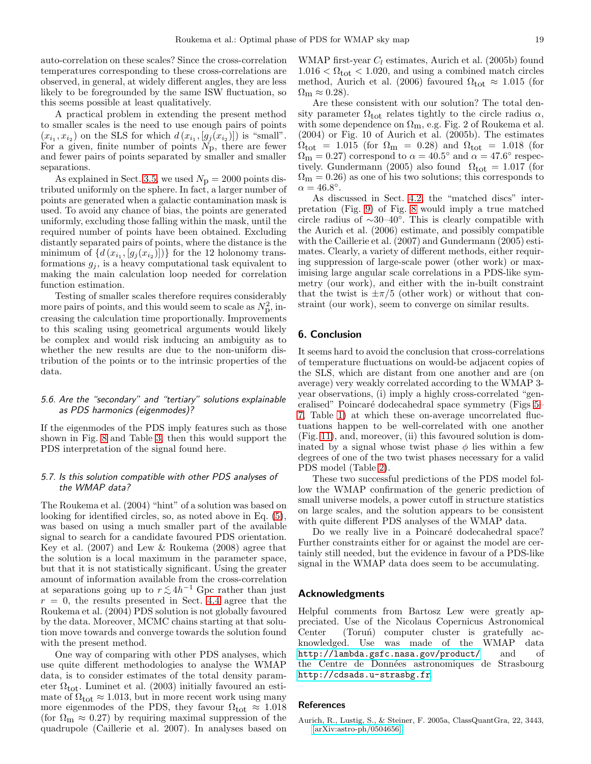auto-correlation on these scales? Since the cross-correlation temperatures corresponding to these cross-correlations are observed, in general, at widely different angles, they are less likely to be foregrounded by the same ISW fluctuation, so this seems possible at least qualitatively.

A practical problem in extending the present method to smaller scales is the need to use enough pairs of points $(x_{i_1}, x_{i_2})$ on the SLS for which $d(x_{i_1}, [g_j(x_{i_2})])$ is "small". For a given, finite number of points $N_\mathrm{p}$, there are fewer and fewer pairs of points separated by smaller and smaller separations.

As explained in Sect. 3.5, we used $N_\mathrm{p} = 2000$ points distributed uniformly on the sphere. In fact, a larger number of points are generated when a galactic contamination mask is used. To avoid any chance of bias, the points are generated uniformly, excluding those falling within the mask, until the required number of points have been obtained. Excluding distantly separated pairs of points, where the distance is the minimum of $\{d(x_{i_1}, [g_j(x_{i_2})])\}$ for the 12 holonomy transformations $g_j$, is a heavy computational task equivalent to making the main calculation loop needed for correlation function estimation.

Testing of smaller scales therefore requires considerably more pairs of points, and this would seem to scale as $N_\mathrm{p}^2$, increasing the calculation time proportionally. Improvements to this scaling using geometrical arguments would likely be complex and would risk inducing an ambiguity as to whether the new results are due to the non-uniform distribution of the points or to the intrinsic properties of the data.

### 5.6. Are the "secondary" and "tertiary" solutions explainable as PDS harmonics (eigenmodes)?

If the eigenmodes of the PDS imply features such as those shown in Fig. 8 and Table 3, then this would support the PDS interpretation of the signal found here.

### 5.7. Is this solution compatible with other PDS analyses of the WMAP data?

The Roukema et al. (2004) "hint" of a solution was based on looking for identified circles, so, as noted above in Eq. (5), was based on using a much smaller part of the available signal to search for a candidate favoured PDS orientation. Key et al. (2007) and Lew & Roukema (2008) agree that the solution is a local maximum in the parameter space, but that it is not statistically significant. Using the greater amount of information available from the cross-correlation at separations going up to $r \lesssim 4h^{-1}$ Gpc rather than just $r = 0$, the results presented in Sect. 4.4 agree that the Roukema et al. (2004) PDS solution is not globally favoured by the data. Moreover, MCMC chains starting at that solution move towards and converge towards the solution found with the present method.

One way of comparing with other PDS analyses, which use quite different methodologies to analyse the WMAP data, is to consider estimates of the total density parameter $\Omega_\mathrm{tot}$. Luminet et al. (2003) initially favoured an estimate of $\Omega_\mathrm{tot} \approx 1.013$, but in more recent work using many more eigenmodes of the PDS, they favour $\Omega_\mathrm{tot} \approx 1.018$ (for $\Omega_\mathrm{m} \approx 0.27$) by requiring maximal suppression of the quadrupole (Caillerie et al. 2007). In analyses based on WMAP first-year $C_l$ estimates, Aurich et al. (2005b) found $1.016 < \Omega_\mathrm{tot} < 1.020$, and using a combined match circles method, Aurich et al. (2006) favoured $\Omega_\mathrm{tot} \approx 1.015$ (for $\Omega_\mathrm{m} \approx 0.28$).

Are these consistent with our solution? The total density parameter $\Omega_\mathrm{tot}$ relates tightly to the circle radius $\alpha$, with some dependence on $\Omega_\mathrm{m}$, e.g. Fig. 2 of Roukema et al. (2004) or Fig. 10 of Aurich et al. (2005b). The estimates $\Omega_\mathrm{tot} = 1.015$ (for $\Omega_\mathrm{m} = 0.28$) and $\Omega_\mathrm{tot} = 1.018$ (for $\Omega_\mathrm{m} = 0.27$) correspond to $\alpha = 40.5^\circ$ and $\alpha = 47.6^\circ$ respectively. Gundermann (2005) also found $\Omega_\mathrm{tot} = 1.017$ (for $\Omega_\mathrm{m} = 0.26$) as one of his two solutions; this corresponds to $\alpha = 46.8^\circ$.

As discussed in Sect. 4.2, the "matched discs" interpretation (Fig. 9) of Fig. 8 would imply a true matched circle radius of $\sim$30–40°. This is clearly compatible with the Aurich et al. (2006) estimate, and possibly compatible with the Caillerie et al. (2007) and Gundermann (2005) estimates. Clearly, a variety of different methods, either requiring suppression of large-scale power (other work) or maximising large angular scale correlations in a PDS-like symmetry (our work), and either with the in-built constraint that the twist is $\pm\pi/5$ (other work) or without that constraint (our work), seem to converge on similar results.

## 6. Conclusion

It seems hard to avoid the conclusion that cross-correlations of temperature fluctuations on would-be adjacent copies of the SLS, which are distant from one another and are (on average) very weakly correlated according to the WMAP 3-year observations, (i) imply a highly cross-correlated "generalised" Poincaré dodecahedral space symmetry (Figs 5–7, Table 1) at which these on-average uncorrelated fluctuations happen to be well-correlated with one another (Fig. 11), and, moreover, (ii) this favoured solution is dominated by a signal whose twist phase $\phi$ lies within a few degrees of one of the two twist phases necessary for a valid PDS model (Table 2).

These two successful predictions of the PDS model follow the WMAP confirmation of the generic prediction of small universe models, a power cutoff in structure statistics on large scales, and the solution appears to be consistent with quite different PDS analyses of the WMAP data.

Do we really live in a Poincaré dodecahedral space? Further constraints either for or against the model are certainly still needed, but the evidence in favour of a PDS-like signal in the WMAP data does seem to be accumulating.

## Acknowledgments

Helpful comments from Bartosz Lew were greatly appreciated. Use of the Nicolaus Copernicus Astronomical Center (Toruń) computer cluster is gratefully acknowledged. Use was made of the WMAP data http://lambda.gsfc.nasa.gov/product/ and of the Centre de Données astronomiques de Strasbourg http://cdsads.u-strasbg.fr.

## References

Aurich, R., Lustig, S., & Steiner, F. 2005a, ClassQuantGra, 22, 3443, [arXiv:astro-ph/0504656]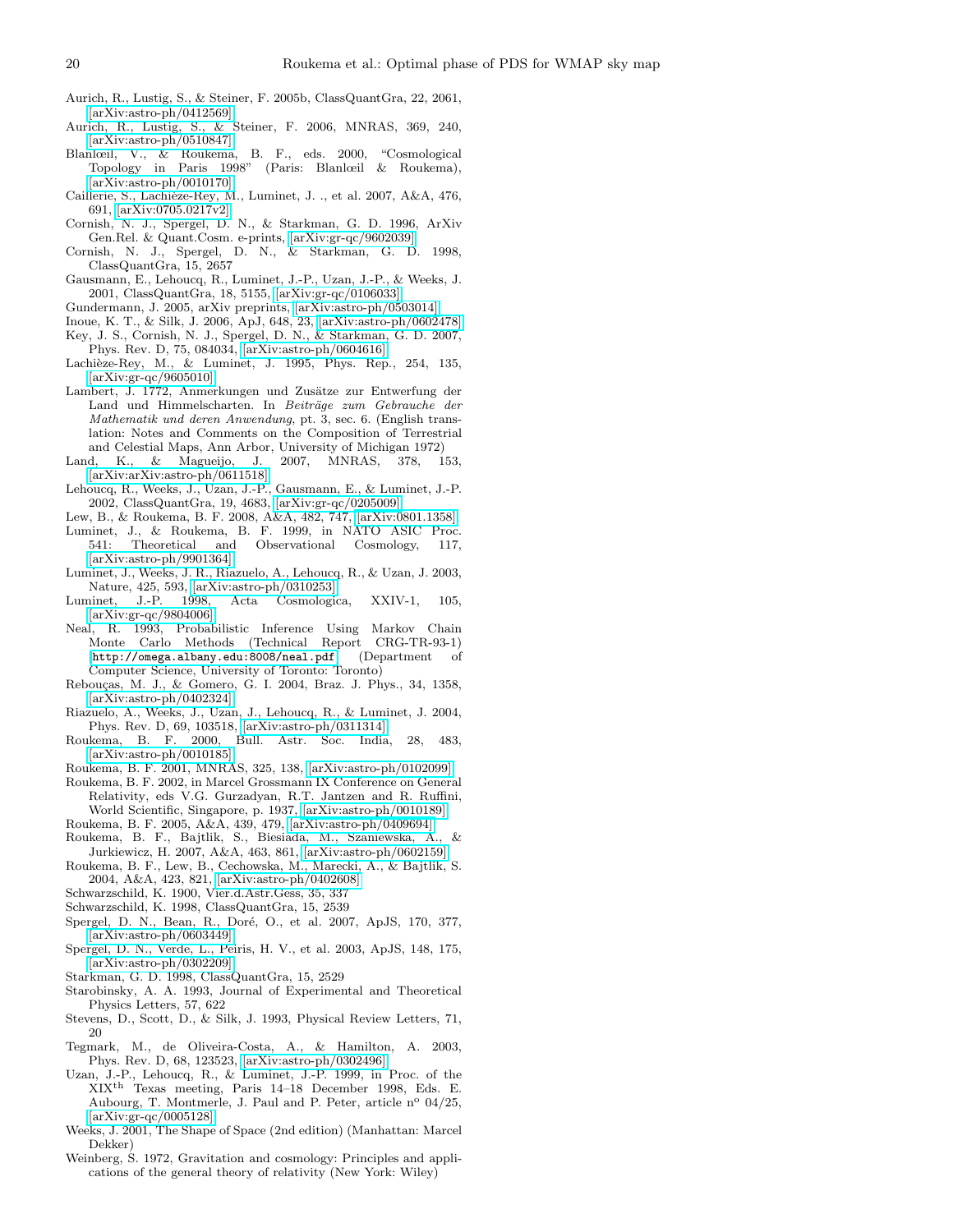Aurich, R., Lustig, S., & Steiner, F. 2005b, ClassQuantGra, 22, 2061, [arXiv:astro-ph/0412569]

Aurich, R., Lustig, S., & Steiner, F. 2006, MNRAS, 369, 240, [arXiv:astro-ph/0510847]

Blanlœil, V., & Roukema, B. F., eds. 2000, "Cosmological Topology in Paris 1998" (Paris: Blanlœil & Roukema), [arXiv:astro-ph/0010170]

Caillerie, S., Lachièze-Rey, M., Luminet, J. ., et al. 2007, A&A, 476, 691, [arXiv:0705.0217v2]

Cornish, N. J., Spergel, D. N., & Starkman, G. D. 1996, ArXiv Gen.Rel. & Quant.Cosm. e-prints, [arXiv:gr-qc/9602039]

Cornish, N. J., Spergel, D. N., & Starkman, G. D. 1998, ClassQuantGra, 15, 2657

Gausmann, E., Lehoucq, R., Luminet, J.-P., Uzan, J.-P., & Weeks, J. 2001, ClassQuantGra, 18, 5155, [arXiv:gr-qc/0106033]

Gundermann, J. 2005, arXiv preprints, [arXiv:astro-ph/0503014]

Inoue, K. T., & Silk, J. 2006, ApJ, 648, 23, [arXiv:astro-ph/0602478]

Key, J. S., Cornish, N. J., Spergel, D. N., & Starkman, G. D. 2007, Phys. Rev. D, 75, 084034, [arXiv:astro-ph/0604616]

Lachièze-Rey, M., & Luminet, J. 1995, Phys. Rep., 254, 135, [arXiv:gr-qc/9605010]

Lambert, J. 1772, Anmerkungen und Zusätze zur Entwerfung der Land und Himmelscharten. In *Beiträge zum Gebrauche der Mathematik und deren Anwendung*, pt. 3, sec. 6. (English translation: Notes and Comments on the Composition of Terrestrial and Celestial Maps, Ann Arbor, University of Michigan 1972)

Land, K., & Magueijo, J. 2007, MNRAS, 378, 153, [arXiv:arXiv:astro-ph/0611518]

Lehoucq, R., Weeks, J., Uzan, J.-P., Gausmann, E., & Luminet, J.-P. 2002, ClassQuantGra, 19, 4683, [arXiv:gr-qc/0205009]

Lew, B., & Roukema, B. F. 2008, A&A, 482, 747, [arXiv:0801.1358]

Luminet, J., & Roukema, B. F. 1999, in NATO ASIC Proc. 541: Theoretical and Observational Cosmology, 117, [arXiv:astro-ph/9901364]

Luminet, J., Weeks, J. R., Riazuelo, A., Lehoucq, R., & Uzan, J. 2003, Nature, 425, 593, [arXiv:astro-ph/0310253]

Luminet, J.-P. 1998, Acta Cosmologica, XXIV-1, 105, [arXiv:gr-qc/9804006]

Neal, R. 1993, Probabilistic Inference Using Markov Chain Monte Carlo Methods (Technical Report CRG-TR-93-1) [`http://omega.albany.edu:8008/neal.pdf`] (Department of Computer Science, University of Toronto: Toronto)

Rebouças, M. J., & Gomero, G. I. 2004, Braz. J. Phys., 34, 1358, [arXiv:astro-ph/0402324]

Riazuelo, A., Weeks, J., Uzan, J., Lehoucq, R., & Luminet, J. 2004, Phys. Rev. D, 69, 103518, [arXiv:astro-ph/0311314]

Roukema, B. F. 2000, Bull. Astr. Soc. India, 28, 483, [arXiv:astro-ph/0010185]

Roukema, B. F. 2001, MNRAS, 325, 138, [arXiv:astro-ph/0102099]

Roukema, B. F. 2002, in Marcel Grossmann IX Conference on General Relativity, eds V.G. Gurzadyan, R.T. Jantzen and R. Ruffini, World Scientific, Singapore, p. 1937, [arXiv:astro-ph/0010189]

Roukema, B. F. 2005, A&A, 439, 479, [arXiv:astro-ph/0409694]

Roukema, B. F., Bajtlik, S., Biesiada, M., Szaniewska, A., & Jurkiewicz, H. 2007, A&A, 463, 861, [arXiv:astro-ph/0602159]

Roukema, B. F., Lew, B., Cechowska, M., Marecki, A., & Bajtlik, S. 2004, A&A, 423, 821, [arXiv:astro-ph/0402608]

Schwarzschild, K. 1900, Vier.d.Astr.Gess, 35, 337

Schwarzschild, K. 1998, ClassQuantGra, 15, 2539

Spergel, D. N., Bean, R., Doré, O., et al. 2007, ApJS, 170, 377, [arXiv:astro-ph/0603449]

Spergel, D. N., Verde, L., Peiris, H. V., et al. 2003, ApJS, 148, 175, [arXiv:astro-ph/0302209]

Starkman, G. D. 1998, ClassQuantGra, 15, 2529

Starobinsky, A. A. 1993, Journal of Experimental and Theoretical Physics Letters, 57, 622

Stevens, D., Scott, D., & Silk, J. 1993, Physical Review Letters, 71, 20

Tegmark, M., de Oliveira-Costa, A., & Hamilton, A. 2003, Phys. Rev. D, 68, 123523, [arXiv:astro-ph/0302496]

Uzan, J.-P., Lehoucq, R., & Luminet, J.-P. 1999, in Proc. of the XIX$^{\rm th}$ Texas meeting, Paris 14–18 December 1998, Eds. E. Aubourg, T. Montmerle, J. Paul and P. Peter, article n$^{\rm o}$ 04/25, [arXiv:gr-qc/0005128]

Weeks, J. 2001, The Shape of Space (2nd edition) (Manhattan: Marcel Dekker)

Weinberg, S. 1972, Gravitation and cosmology: Principles and applications of the general theory of relativity (New York: Wiley)